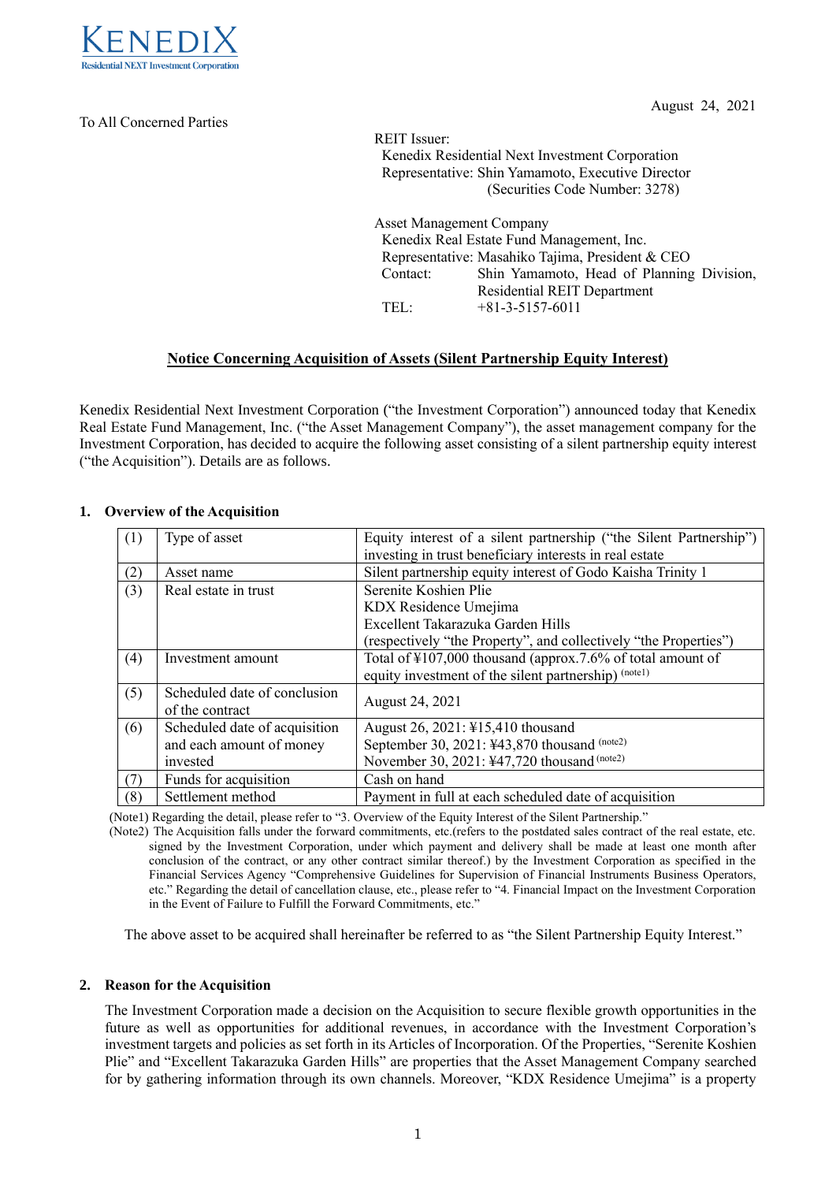August 24, 2021

To All Concerned Parties

REIT Issuer:
Kenedix Residential Next Investment Corporation
Representative: Shin Yamamoto, Executive Director
(Securities Code Number: 3278)

Asset Management Company
Kenedix Real Estate Fund Management, Inc.
Representative: Masahiko Tajima, President & CEO
Contact: Shin Yamamoto, Head of Planning Division, Residential REIT Department
TEL: +81-3-5157-6011

## Notice Concerning Acquisition of Assets (Silent Partnership Equity Interest)

Kenedix Residential Next Investment Corporation ("the Investment Corporation") announced today that Kenedix Real Estate Fund Management, Inc. ("the Asset Management Company"), the asset management company for the Investment Corporation, has decided to acquire the following asset consisting of a silent partnership equity interest ("the Acquisition"). Details are as follows.

### 1. Overview of the Acquisition

| | | |
|---|---|---|
| (1) | Type of asset | Equity interest of a silent partnership ("the Silent Partnership") investing in trust beneficiary interests in real estate |
| (2) | Asset name | Silent partnership equity interest of Godo Kaisha Trinity 1 |
| (3) | Real estate in trust | Serenite Koshien Plie<br>KDX Residence Umejima<br>Excellent Takarazuka Garden Hills<br>(respectively "the Property", and collectively "the Properties") |
| (4) | Investment amount | Total of ¥107,000 thousand (approx.7.6% of total amount of equity investment of the silent partnership) (note1) |
| (5) | Scheduled date of conclusion of the contract | August 24, 2021 |
| (6) | Scheduled date of acquisition and each amount of money invested | August 26, 2021: ¥15,410 thousand<br>September 30, 2021: ¥43,870 thousand (note2)<br>November 30, 2021: ¥47,720 thousand (note2) |
| (7) | Funds for acquisition | Cash on hand |
| (8) | Settlement method | Payment in full at each scheduled date of acquisition |

(Note1) Regarding the detail, please refer to "3. Overview of the Equity Interest of the Silent Partnership."

(Note2) The Acquisition falls under the forward commitments, etc.(refers to the postdated sales contract of the real estate, etc. signed by the Investment Corporation, under which payment and delivery shall be made at least one month after conclusion of the contract, or any other contract similar thereof.) by the Investment Corporation as specified in the Financial Services Agency "Comprehensive Guidelines for Supervision of Financial Instruments Business Operators, etc." Regarding the detail of cancellation clause, etc., please refer to "4. Financial Impact on the Investment Corporation in the Event of Failure to Fulfill the Forward Commitments, etc."

The above asset to be acquired shall hereinafter be referred to as "the Silent Partnership Equity Interest."

### 2. Reason for the Acquisition

The Investment Corporation made a decision on the Acquisition to secure flexible growth opportunities in the future as well as opportunities for additional revenues, in accordance with the Investment Corporation's investment targets and policies as set forth in its Articles of Incorporation. Of the Properties, "Serenite Koshien Plie" and "Excellent Takarazuka Garden Hills" are properties that the Asset Management Company searched for by gathering information through its own channels. Moreover, "KDX Residence Umejima" is a property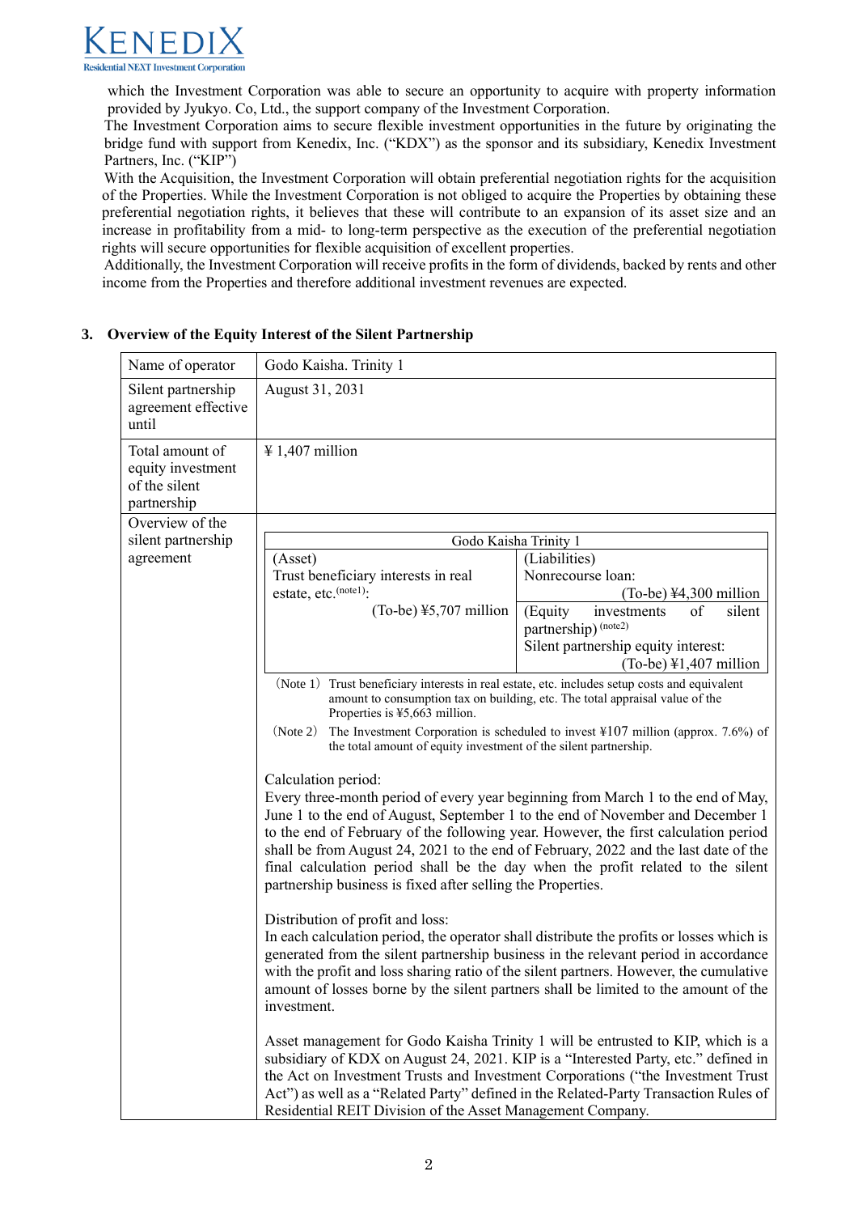which the Investment Corporation was able to secure an opportunity to acquire with property information provided by Jyukyo. Co, Ltd., the support company of the Investment Corporation.

The Investment Corporation aims to secure flexible investment opportunities in the future by originating the bridge fund with support from Kenedix, Inc. ("KDX") as the sponsor and its subsidiary, Kenedix Investment Partners, Inc. ("KIP")

With the Acquisition, the Investment Corporation will obtain preferential negotiation rights for the acquisition of the Properties. While the Investment Corporation is not obliged to acquire the Properties by obtaining these preferential negotiation rights, it believes that these will contribute to an expansion of its asset size and an increase in profitability from a mid- to long-term perspective as the execution of the preferential negotiation rights will secure opportunities for flexible acquisition of excellent properties.

Additionally, the Investment Corporation will receive profits in the form of dividends, backed by rents and other income from the Properties and therefore additional investment revenues are expected.

## 3. Overview of the Equity Interest of the Silent Partnership

| | |
|---|---|
| Name of operator | Godo Kaisha. Trinity 1 |
| Silent partnership agreement effective until | August 31, 2031 |
| Total amount of equity investment of the silent partnership | ¥ 1,407 million |
| Overview of the silent partnership agreement | **Godo Kaisha Trinity 1**<br>(Asset)<br>Trust beneficiary interests in real estate, etc.(note1): (To-be) ¥5,707 million<br>(Liabilities)<br>Nonrecourse loan: (To-be) ¥4,300 million<br>(Equity investments of silent partnership)(note2)<br>Silent partnership equity interest: (To-be) ¥1,407 million<br><br>(Note 1) Trust beneficiary interests in real estate, etc. includes setup costs and equivalent amount to consumption tax on building, etc. The total appraisal value of the Properties is ¥5,663 million.<br>(Note 2) The Investment Corporation is scheduled to invest ¥107 million (approx. 7.6%) of the total amount of equity investment of the silent partnership.<br><br>Calculation period:<br>Every three-month period of every year beginning from March 1 to the end of May, June 1 to the end of August, September 1 to the end of November and December 1 to the end of February of the following year. However, the first calculation period shall be from August 24, 2021 to the end of February, 2022 and the last date of the final calculation period shall be the day when the profit related to the silent partnership business is fixed after selling the Properties.<br><br>Distribution of profit and loss:<br>In each calculation period, the operator shall distribute the profits or losses which is generated from the silent partnership business in the relevant period in accordance with the profit and loss sharing ratio of the silent partners. However, the cumulative amount of losses borne by the silent partners shall be limited to the amount of the investment.<br><br>Asset management for Godo Kaisha Trinity 1 will be entrusted to KIP, which is a subsidiary of KDX on August 24, 2021. KIP is a "Interested Party, etc." defined in the Act on Investment Trusts and Investment Corporations ("the Investment Trust Act") as well as a "Related Party" defined in the Related-Party Transaction Rules of Residential REIT Division of the Asset Management Company. |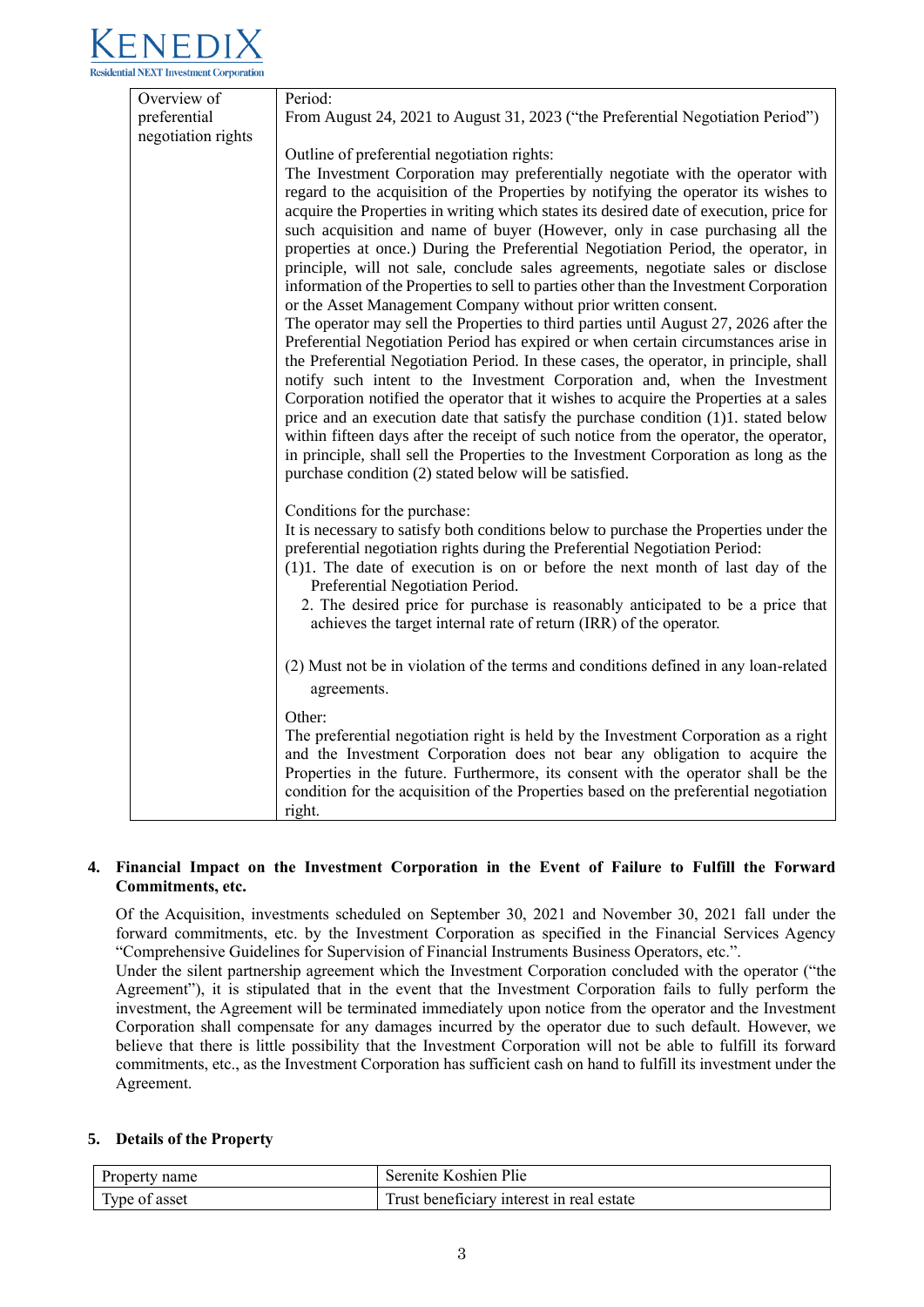| Overview of preferential negotiation rights | Period:<br>From August 24, 2021 to August 31, 2023 ("the Preferential Negotiation Period")<br><br>Outline of preferential negotiation rights:<br>The Investment Corporation may preferentially negotiate with the operator with regard to the acquisition of the Properties by notifying the operator its wishes to acquire the Properties in writing which states its desired date of execution, price for such acquisition and name of buyer (However, only in case purchasing all the properties at once.) During the Preferential Negotiation Period, the operator, in principle, will not sale, conclude sales agreements, negotiate sales or disclose information of the Properties to sell to parties other than the Investment Corporation or the Asset Management Company without prior written consent.<br>The operator may sell the Properties to third parties until August 27, 2026 after the Preferential Negotiation Period has expired or when certain circumstances arise in the Preferential Negotiation Period. In these cases, the operator, in principle, shall notify such intent to the Investment Corporation and, when the Investment Corporation notified the operator that it wishes to acquire the Properties at a sales price and an execution date that satisfy the purchase condition (1)1. stated below within fifteen days after the receipt of such notice from the operator, the operator, in principle, shall sell the Properties to the Investment Corporation as long as the purchase condition (2) stated below will be satisfied.<br><br>Conditions for the purchase:<br>It is necessary to satisfy both conditions below to purchase the Properties under the preferential negotiation rights during the Preferential Negotiation Period:<br>(1)1. The date of execution is on or before the next month of last day of the Preferential Negotiation Period.<br>2. The desired price for purchase is reasonably anticipated to be a price that achieves the target internal rate of return (IRR) of the operator.<br><br>(2) Must not be in violation of the terms and conditions defined in any loan-related agreements.<br><br>Other:<br>The preferential negotiation right is held by the Investment Corporation as a right and the Investment Corporation does not bear any obligation to acquire the Properties in the future. Furthermore, its consent with the operator shall be the condition for the acquisition of the Properties based on the preferential negotiation right. |
|---|---|

## 4. Financial Impact on the Investment Corporation in the Event of Failure to Fulfill the Forward Commitments, etc.

Of the Acquisition, investments scheduled on September 30, 2021 and November 30, 2021 fall under the forward commitments, etc. by the Investment Corporation as specified in the Financial Services Agency "Comprehensive Guidelines for Supervision of Financial Instruments Business Operators, etc.".

Under the silent partnership agreement which the Investment Corporation concluded with the operator ("the Agreement"), it is stipulated that in the event that the Investment Corporation fails to fully perform the investment, the Agreement will be terminated immediately upon notice from the operator and the Investment Corporation shall compensate for any damages incurred by the operator due to such default. However, we believe that there is little possibility that the Investment Corporation will not be able to fulfill its forward commitments, etc., as the Investment Corporation has sufficient cash on hand to fulfill its investment under the Agreement.

## 5. Details of the Property

| Property name | Serenite Koshien Plie |
|---|---|
| Type of asset | Trust beneficiary interest in real estate |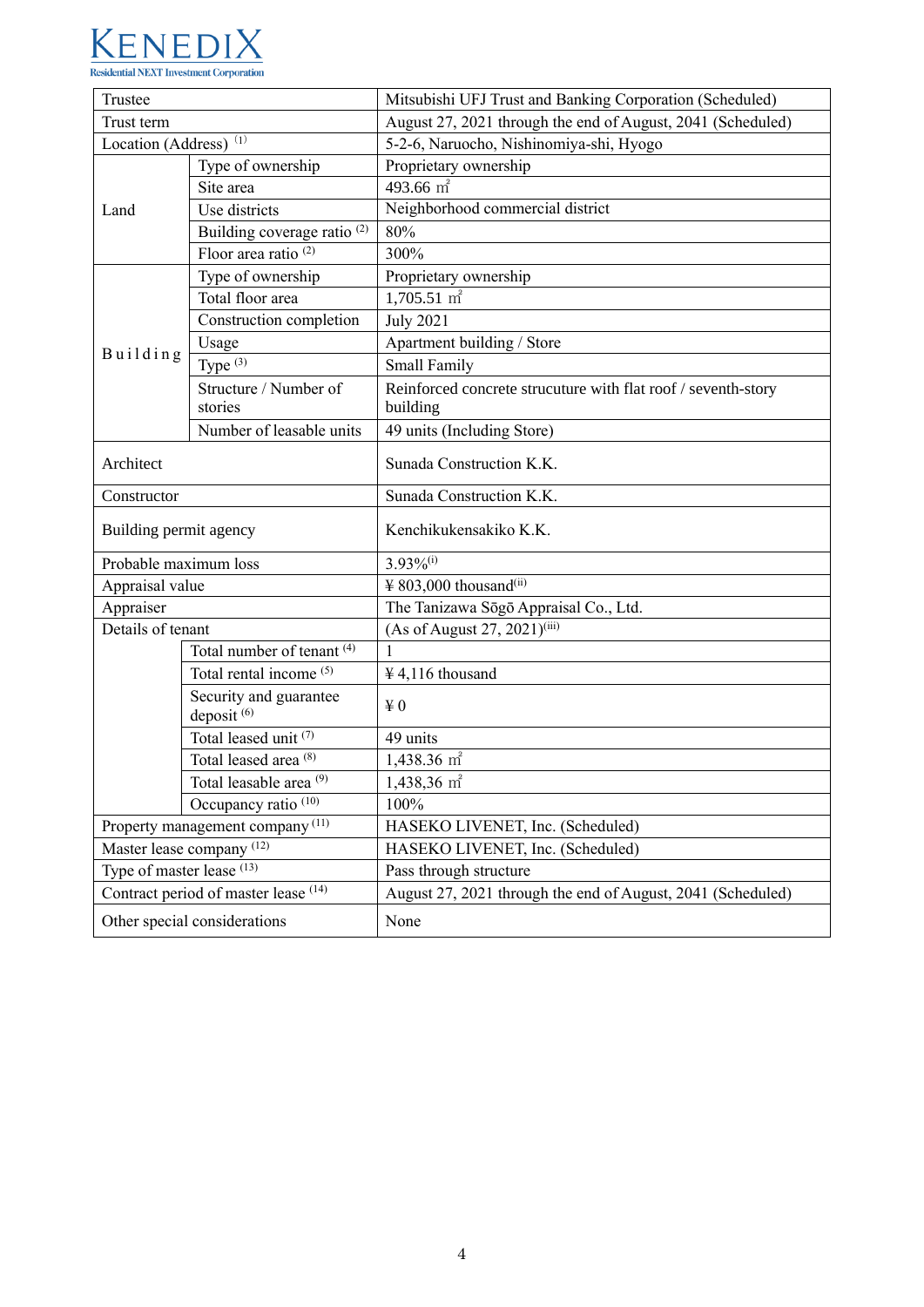| | | |
|---|---|---|
| Trustee | | Mitsubishi UFJ Trust and Banking Corporation (Scheduled) |
| Trust term | | August 27, 2021 through the end of August, 2041 (Scheduled) |
| Location (Address) [1] | | 5-2-6, Naruocho, Nishinomiya-shi, Hyogo |
| Land | Type of ownership | Proprietary ownership |
| | Site area | 493.66 ㎡ |
| | Use districts | Neighborhood commercial district |
| | Building coverage ratio [2] | 80% |
| | Floor area ratio [2] | 300% |
| Building | Type of ownership | Proprietary ownership |
| | Total floor area | 1,705.51 ㎡ |
| | Construction completion | July 2021 |
| | Usage | Apartment building / Store |
| | Type [3] | Small Family |
| | Structure / Number of stories | Reinforced concrete strucuture with flat roof / seventh-story building |
| | Number of leasable units | 49 units (Including Store) |
| Architect | | Sunada Construction K.K. |
| Constructor | | Sunada Construction K.K. |
| Building permit agency | | Kenchikukensakiko K.K. |
| Probable maximum loss | | 3.93%[i] |
| Appraisal value | | ¥ 803,000 thousand[ii] |
| Appraiser | | The Tanizawa Sōgō Appraisal Co., Ltd. |
| Details of tenant | | (As of August 27, 2021)[iii] |
| | Total number of tenant [4] | 1 |
| | Total rental income [5] | ¥ 4,116 thousand |
| | Security and guarantee deposit [6] | ¥ 0 |
| | Total leased unit [7] | 49 units |
| | Total leased area [8] | 1,438.36 ㎡ |
| | Total leasable area [9] | 1,438,36 ㎡ |
| | Occupancy ratio [10] | 100% |
| Property management company [11] | | HASEKO LIVENET, Inc. (Scheduled) |
| Master lease company [12] | | HASEKO LIVENET, Inc. (Scheduled) |
| Type of master lease [13] | | Pass through structure |
| Contract period of master lease [14] | | August 27, 2021 through the end of August, 2041 (Scheduled) |
| Other special considerations | | None |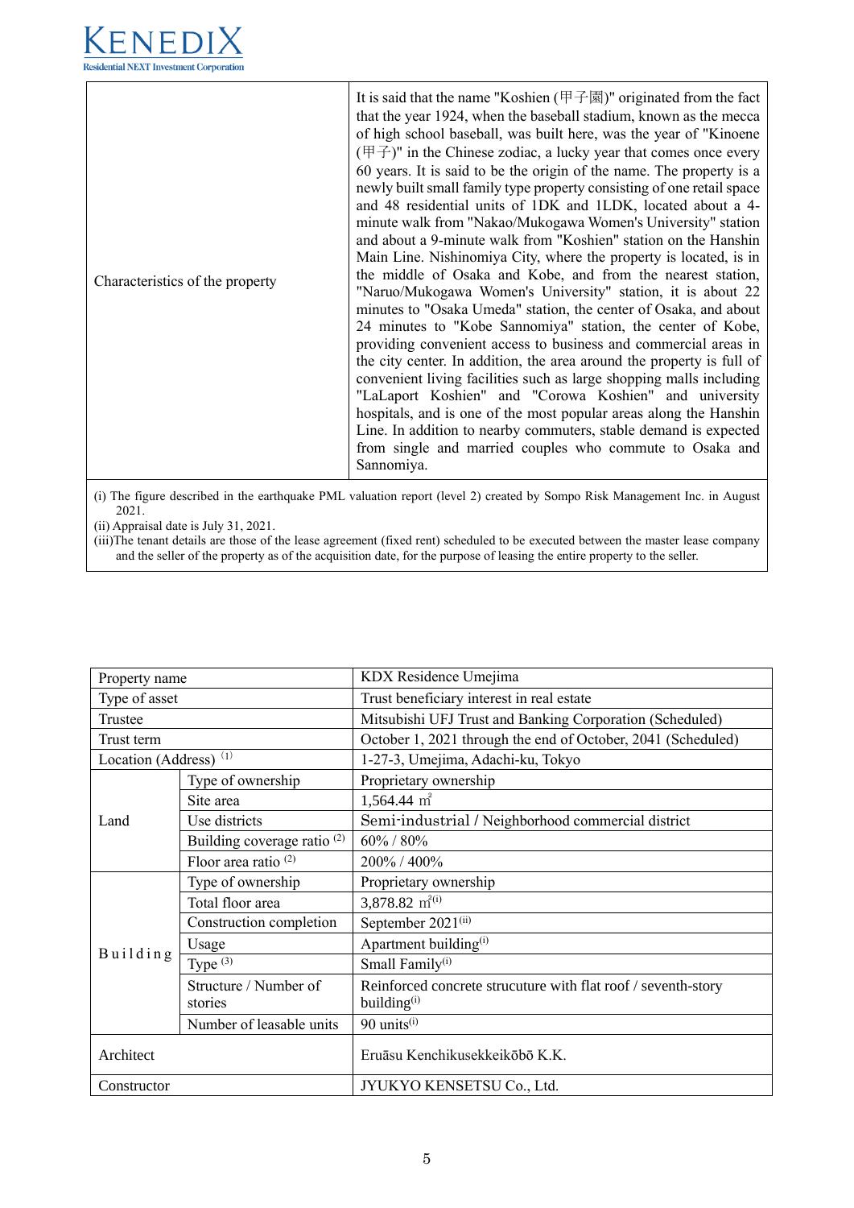| | |
|---|---|
| Characteristics of the property | It is said that the name "Koshien (甲子園)" originated from the fact that the year 1924, when the baseball stadium, known as the mecca of high school baseball, was built here, was the year of "Kinoene (甲子)" in the Chinese zodiac, a lucky year that comes once every 60 years. It is said to be the origin of the name. The property is a newly built small family type property consisting of one retail space and 48 residential units of 1DK and 1LDK, located about a 4-minute walk from "Nakao/Mukogawa Women's University" station and about a 9-minute walk from "Koshien" station on the Hanshin Main Line. Nishinomiya City, where the property is located, is in the middle of Osaka and Kobe, and from the nearest station, "Naruo/Mukogawa Women's University" station, it is about 22 minutes to "Osaka Umeda" station, the center of Osaka, and about 24 minutes to "Kobe Sannomiya" station, the center of Kobe, providing convenient access to business and commercial areas in the city center. In addition, the area around the property is full of convenient living facilities such as large shopping malls including "LaLaport Koshien" and "Corowa Koshien" and university hospitals, and is one of the most popular areas along the Hanshin Line. In addition to nearby commuters, stable demand is expected from single and married couples who commute to Osaka and Sannomiya. |

(i) The figure described in the earthquake PML valuation report (level 2) created by Sompo Risk Management Inc. in August 2021.
(ii) Appraisal date is July 31, 2021.
(iii)The tenant details are those of the lease agreement (fixed rent) scheduled to be executed between the master lease company and the seller of the property as of the acquisition date, for the purpose of leasing the entire property to the seller.

| Property name | | KDX Residence Umejima |
|---|---|---|
| Type of asset | | Trust beneficiary interest in real estate |
| Trustee | | Mitsubishi UFJ Trust and Banking Corporation (Scheduled) |
| Trust term | | October 1, 2021 through the end of October, 2041 (Scheduled) |
| Location (Address) (1) | | 1-27-3, Umejima, Adachi-ku, Tokyo |
| Land | Type of ownership | Proprietary ownership |
| | Site area | 1,564.44 ㎡ |
| | Use districts | Semi-industrial / Neighborhood commercial district |
| | Building coverage ratio (2) | 60% / 80% |
| | Floor area ratio (2) | 200% / 400% |
| Building | Type of ownership | Proprietary ownership |
| | Total floor area | 3,878.82 ㎡(i) |
| | Construction completion | September 2021(ii) |
| | Usage | Apartment building(i) |
| | Type (3) | Small Family(i) |
| | Structure / Number of stories | Reinforced concrete strucuture with flat roof / seventh-story building(i) |
| | Number of leasable units | 90 units(i) |
| Architect | | Eruāsu Kenchikusekkeikōbō K.K. |
| Constructor | | JYUKYO KENSETSU Co., Ltd. |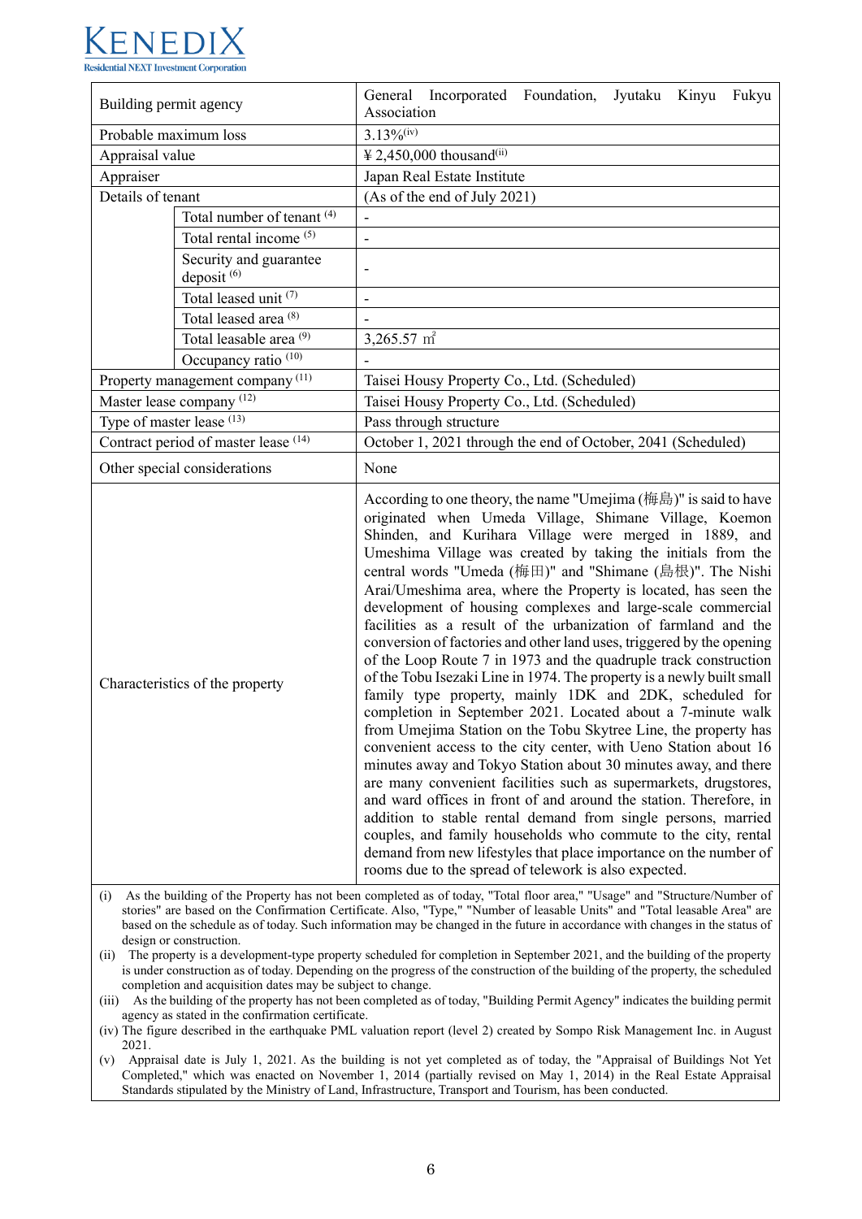| Building permit agency | | General Incorporated Foundation, Jyutaku Kinyu Fukyu Association |
|---|---|---|
| Probable maximum loss | | 3.13%(iv) |
| Appraisal value | | ¥ 2,450,000 thousand(ii) |
| Appraiser | | Japan Real Estate Institute |
| Details of tenant | | (As of the end of July 2021) |
| | Total number of tenant (4) | - |
| | Total rental income (5) | - |
| | Security and guarantee deposit (6) | - |
| | Total leased unit (7) | - |
| | Total leased area (8) | - |
| | Total leasable area (9) | 3,265.57 m² |
| | Occupancy ratio (10) | - |
| Property management company (11) | | Taisei Housy Property Co., Ltd. (Scheduled) |
| Master lease company (12) | | Taisei Housy Property Co., Ltd. (Scheduled) |
| Type of master lease (13) | | Pass through structure |
| Contract period of master lease (14) | | October 1, 2021 through the end of October, 2041 (Scheduled) |
| Other special considerations | | None |
| Characteristics of the property | | According to one theory, the name "Umejima (梅島)" is said to have originated when Umeda Village, Shimane Village, Koemon Shinden, and Kurihara Village were merged in 1889, and Umeshima Village was created by taking the initials from the central words "Umeda (梅田)" and "Shimane (島根)". The Nishi Arai/Umeshima area, where the Property is located, has seen the development of housing complexes and large-scale commercial facilities as a result of the urbanization of farmland and the conversion of factories and other land uses, triggered by the opening of the Loop Route 7 in 1973 and the quadruple track construction of the Tobu Isezaki Line in 1974. The property is a newly built small family type property, mainly 1DK and 2DK, scheduled for completion in September 2021. Located about a 7-minute walk from Umejima Station on the Tobu Skytree Line, the property has convenient access to the city center, with Ueno Station about 16 minutes away and Tokyo Station about 30 minutes away, and there are many convenient facilities such as supermarkets, drugstores, and ward offices in front of and around the station. Therefore, in addition to stable rental demand from single persons, married couples, and family households who commute to the city, rental demand from new lifestyles that place importance on the number of rooms due to the spread of telework is also expected. |

(i) As the building of the Property has not been completed as of today, "Total floor area," "Usage" and "Structure/Number of stories" are based on the Confirmation Certificate. Also, "Type," "Number of leasable Units" and "Total leasable Area" are based on the schedule as of today. Such information may be changed in the future in accordance with changes in the status of design or construction.

(ii) The property is a development-type property scheduled for completion in September 2021, and the building of the property is under construction as of today. Depending on the progress of the construction of the building of the property, the scheduled completion and acquisition dates may be subject to change.

(iii) As the building of the property has not been completed as of today, "Building Permit Agency" indicates the building permit agency as stated in the confirmation certificate.

(iv) The figure described in the earthquake PML valuation report (level 2) created by Sompo Risk Management Inc. in August 2021.

(v) Appraisal date is July 1, 2021. As the building is not yet completed as of today, the "Appraisal of Buildings Not Yet Completed," which was enacted on November 1, 2014 (partially revised on May 1, 2014) in the Real Estate Appraisal Standards stipulated by the Ministry of Land, Infrastructure, Transport and Tourism, has been conducted.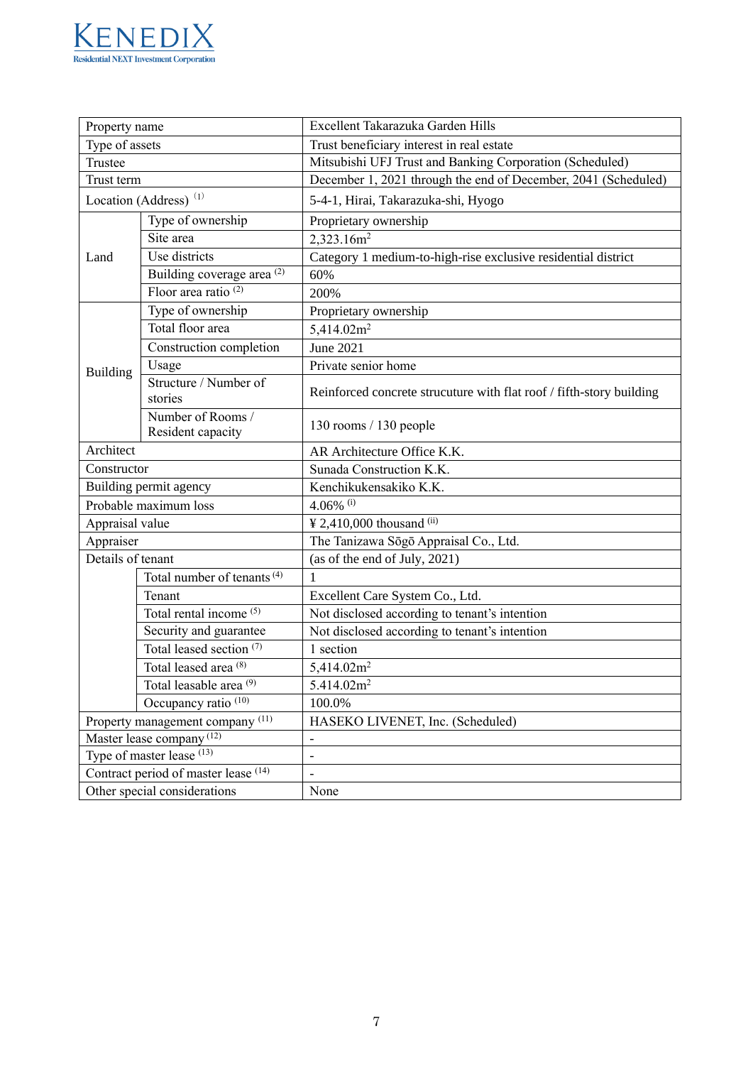| Property name | | Excellent Takarazuka Garden Hills |
|---|---|---|
| Type of assets | | Trust beneficiary interest in real estate |
| Trustee | | Mitsubishi UFJ Trust and Banking Corporation (Scheduled) |
| Trust term | | December 1, 2021 through the end of December, 2041 (Scheduled) |
| Location (Address) (1) | | 5-4-1, Hirai, Takarazuka-shi, Hyogo |
| Land | Type of ownership | Proprietary ownership |
| | Site area | 2,323.16m$^2$ |
| | Use districts | Category 1 medium-to-high-rise exclusive residential district |
| | Building coverage area (2) | 60% |
| | Floor area ratio (2) | 200% |
| Building | Type of ownership | Proprietary ownership |
| | Total floor area | 5,414.02m$^2$ |
| | Construction completion | June 2021 |
| | Usage | Private senior home |
| | Structure / Number of stories | Reinforced concrete strucuture with flat roof / fifth-story building |
| | Number of Rooms / Resident capacity | 130 rooms / 130 people |
| Architect | | AR Architecture Office K.K. |
| Constructor | | Sunada Construction K.K. |
| Building permit agency | | Kenchikukensakiko K.K. |
| Probable maximum loss | | 4.06% (i) |
| Appraisal value | | ¥ 2,410,000 thousand (ii) |
| Appraiser | | The Tanizawa Sōgō Appraisal Co., Ltd. |
| Details of tenant | | (as of the end of July, 2021) |
| | Total number of tenants (4) | 1 |
| | Tenant | Excellent Care System Co., Ltd. |
| | Total rental income (5) | Not disclosed according to tenant's intention |
| | Security and guarantee | Not disclosed according to tenant's intention |
| | Total leased section (7) | 1 section |
| | Total leased area (8) | 5,414.02m$^2$ |
| | Total leasable area (9) | 5.414.02m$^2$ |
| | Occupancy ratio (10) | 100.0% |
| Property management company (11) | | HASEKO LIVENET, Inc. (Scheduled) |
| Master lease company (12) | | - |
| Type of master lease (13) | | - |
| Contract period of master lease (14) | | - |
| Other special considerations | | None |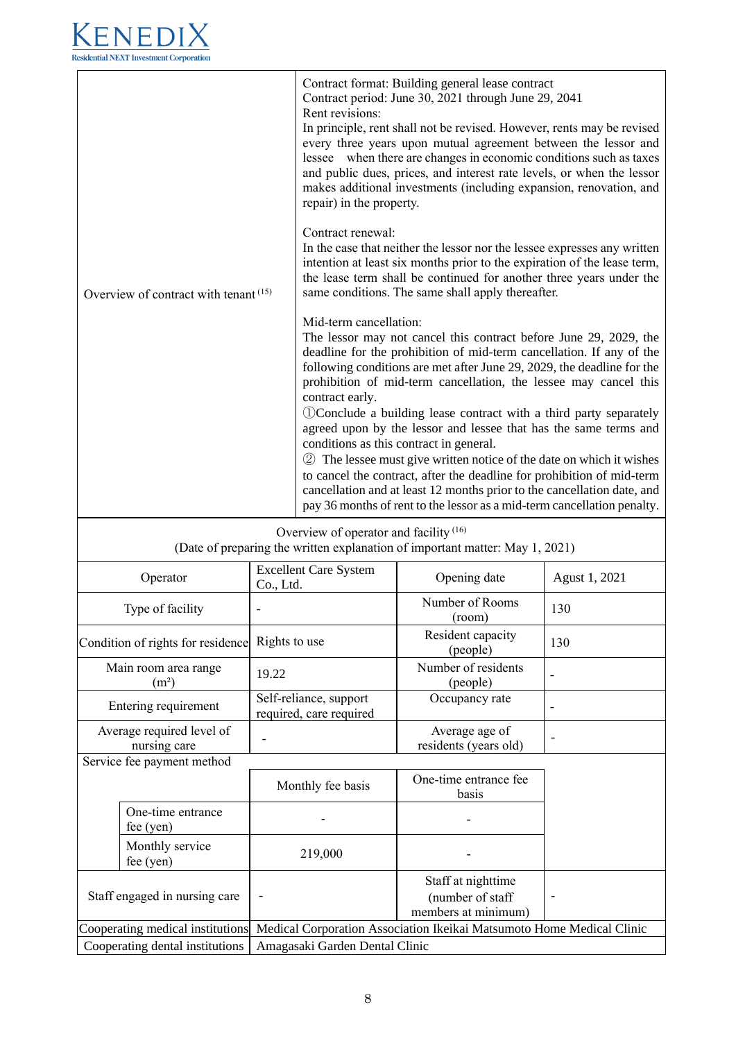| Overview of contract with tenant [15] | Contract format: Building general lease contract<br>Contract period: June 30, 2021 through June 29, 2041<br>Rent revisions:<br>In principle, rent shall not be revised. However, rents may be revised every three years upon mutual agreement between the lessor and lessee when there are changes in economic conditions such as taxes and public dues, prices, and interest rate levels, or when the lessor makes additional investments (including expansion, renovation, and repair) in the property.<br><br>Contract renewal:<br>In the case that neither the lessor nor the lessee expresses any written intention at least six months prior to the expiration of the lease term, the lease term shall be continued for another three years under the same conditions. The same shall apply thereafter.<br><br>Mid-term cancellation:<br>The lessor may not cancel this contract before June 29, 2029, the deadline for the prohibition of mid-term cancellation. If any of the following conditions are met after June 29, 2029, the deadline for the prohibition of mid-term cancellation, the lessee may cancel this contract early.<br>①Conclude a building lease contract with a third party separately agreed upon by the lessor and lessee that has the same terms and conditions as this contract in general.<br>② The lessee must give written notice of the date on which it wishes to cancel the contract, after the deadline for prohibition of mid-term cancellation and at least 12 months prior to the cancellation date, and pay 36 months of rent to the lessor as a mid-term cancellation penalty. |
|---|---|

Overview of operator and facility [16]
(Date of preparing the written explanation of important matter: May 1, 2021)

| Operator | Excellent Care System Co., Ltd. | Opening date | Agust 1, 2021 |
|---|---|---|---|
| Type of facility | - | Number of Rooms (room) | 130 |
| Condition of rights for residence | Rights to use | Resident capacity (people) | 130 |
| Main room area range (m²) | 19.22 | Number of residents (people) | - |
| Entering requirement | Self-reliance, support required, care required | Occupancy rate | - |
| Average required level of nursing care | - | Average age of residents (years old) | - |
| Service fee payment method | | | |
| | Monthly fee basis | One-time entrance fee basis | |
| One-time entrance fee (yen) | - | - | |
| Monthly service fee (yen) | 219,000 | - | |
| Staff engaged in nursing care | - | Staff at nighttime (number of staff members at minimum) | - |
| Cooperating medical institutions | Medical Corporation Association Ikeikai Matsumoto Home Medical Clinic | | |
| Cooperating dental institutions | Amagasaki Garden Dental Clinic | | |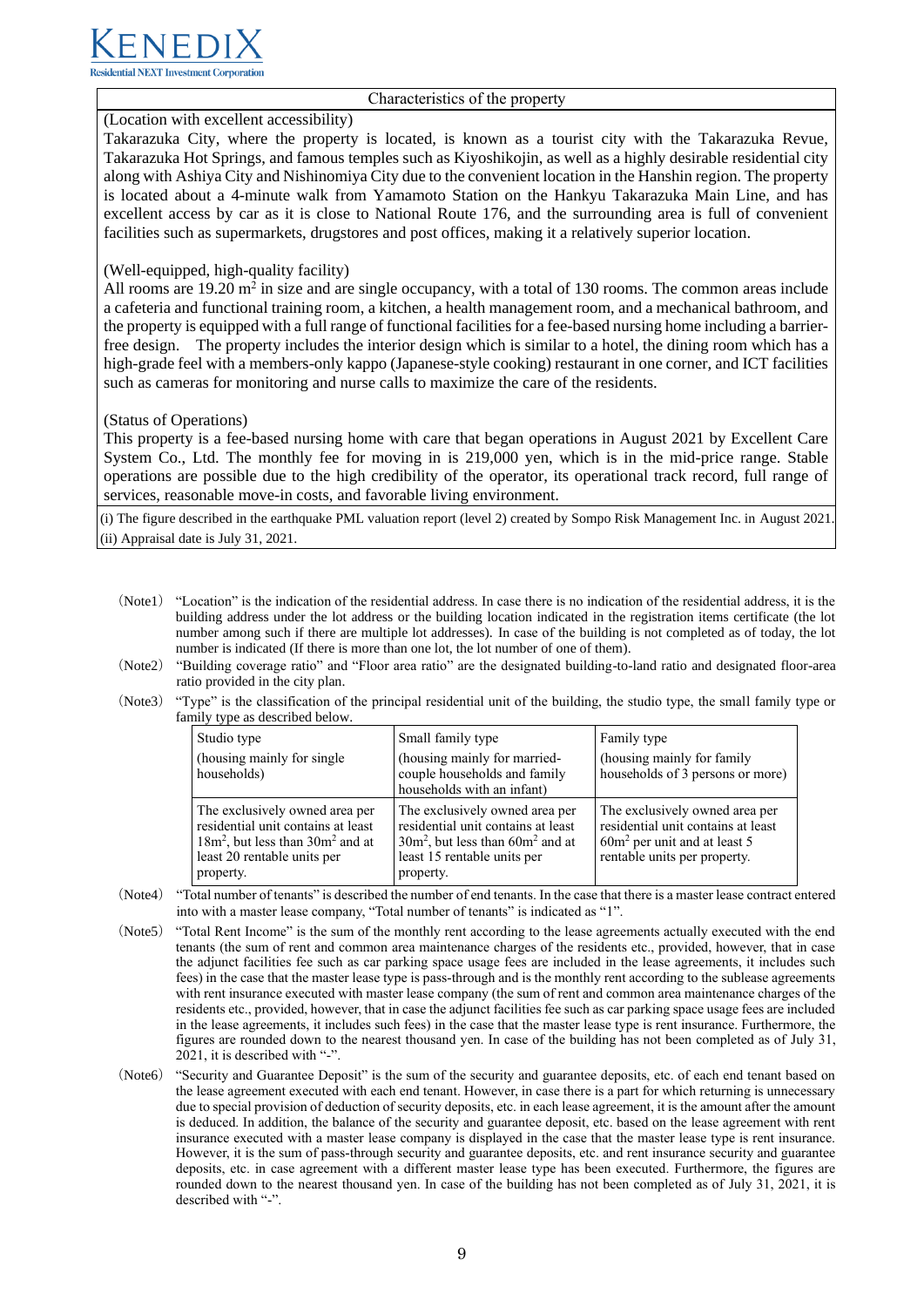| Characteristics of the property |
|---|
| (Location with excellent accessibility)<br>Takarazuka City, where the property is located, is known as a tourist city with the Takarazuka Revue, Takarazuka Hot Springs, and famous temples such as Kiyoshikojin, as well as a highly desirable residential city along with Ashiya City and Nishinomiya City due to the convenient location in the Hanshin region. The property is located about a 4-minute walk from Yamamoto Station on the Hankyu Takarazuka Main Line, and has excellent access by car as it is close to National Route 176, and the surrounding area is full of convenient facilities such as supermarkets, drugstores and post offices, making it a relatively superior location.<br><br>(Well-equipped, high-quality facility)<br>All rooms are 19.20 $m^2$ in size and are single occupancy, with a total of 130 rooms. The common areas include a cafeteria and functional training room, a kitchen, a health management room, and a mechanical bathroom, and the property is equipped with a full range of functional facilities for a fee-based nursing home including a barrier-free design. The property includes the interior design which is similar to a hotel, the dining room which has a high-grade feel with a members-only kappo (Japanese-style cooking) restaurant in one corner, and ICT facilities such as cameras for monitoring and nurse calls to maximize the care of the residents.<br><br>(Status of Operations)<br>This property is a fee-based nursing home with care that began operations in August 2021 by Excellent Care System Co., Ltd. The monthly fee for moving in is 219,000 yen, which is in the mid-price range. Stable operations are possible due to the high credibility of the operator, its operational track record, full range of services, reasonable move-in costs, and favorable living environment. |
| (i) The figure described in the earthquake PML valuation report (level 2) created by Sompo Risk Management Inc. in August 2021.<br>(ii) Appraisal date is July 31, 2021. |

(Note1) "Location" is the indication of the residential address. In case there is no indication of the residential address, it is the building address under the lot address or the building location indicated in the registration items certificate (the lot number among such if there are multiple lot addresses). In case of the building is not completed as of today, the lot number is indicated (If there is more than one lot, the lot number of one of them).

(Note2) "Building coverage ratio" and "Floor area ratio" are the designated building-to-land ratio and designated floor-area ratio provided in the city plan.

(Note3) "Type" is the classification of the principal residential unit of the building, the studio type, the small family type or family type as described below.

| Studio type<br>(housing mainly for single households) | Small family type<br>(housing mainly for married-couple households and family households with an infant) | Family type<br>(housing mainly for family households of 3 persons or more) |
|---|---|---|
| The exclusively owned area per residential unit contains at least 18$m^2$, but less than 30$m^2$ and at least 20 rentable units per property. | The exclusively owned area per residential unit contains at least 30$m^2$, but less than 60$m^2$ and at least 15 rentable units per property. | The exclusively owned area per residential unit contains at least 60$m^2$ per unit and at least 5 rentable units per property. |

(Note4) "Total number of tenants" is described the number of end tenants. In the case that there is a master lease contract entered into with a master lease company, "Total number of tenants" is indicated as "1".

(Note5) "Total Rent Income" is the sum of the monthly rent according to the lease agreements actually executed with the end tenants (the sum of rent and common area maintenance charges of the residents etc., provided, however, that in case the adjunct facilities fee such as car parking space usage fees are included in the lease agreements, it includes such fees) in the case that the master lease type is pass-through and is the monthly rent according to the sublease agreements with rent insurance executed with master lease company (the sum of rent and common area maintenance charges of the residents etc., provided, however, that in case the adjunct facilities fee such as car parking space usage fees are included in the lease agreements, it includes such fees) in the case that the master lease type is rent insurance. Furthermore, the figures are rounded down to the nearest thousand yen. In case of the building has not been completed as of July 31, 2021, it is described with "-".

(Note6) "Security and Guarantee Deposit" is the sum of the security and guarantee deposits, etc. of each end tenant based on the lease agreement executed with each end tenant. However, in case there is a part for which returning is unnecessary due to special provision of deduction of security deposits, etc. in each lease agreement, it is the amount after the amount is deduced. In addition, the balance of the security and guarantee deposit, etc. based on the lease agreement with rent insurance executed with a master lease company is displayed in the case that the master lease type is rent insurance. However, it is the sum of pass-through security and guarantee deposits, etc. and rent insurance security and guarantee deposits, etc. in case agreement with a different master lease type has been executed. Furthermore, the figures are rounded down to the nearest thousand yen. In case of the building has not been completed as of July 31, 2021, it is described with "-".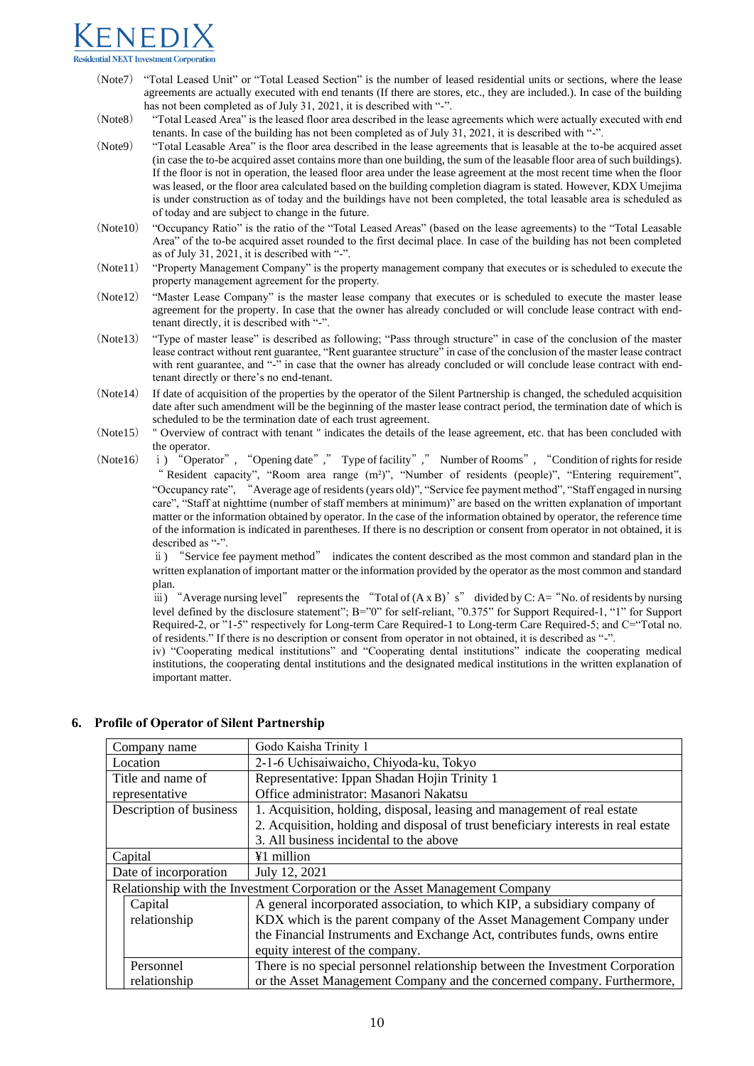(Note7) "Total Leased Unit" or "Total Leased Section" is the number of leased residential units or sections, where the lease agreements are actually executed with end tenants (If there are stores, etc., they are included.). In case of the building has not been completed as of July 31, 2021, it is described with "-".

(Note8) "Total Leased Area" is the leased floor area described in the lease agreements which were actually executed with end tenants. In case of the building has not been completed as of July 31, 2021, it is described with "-".

(Note9) "Total Leasable Area" is the floor area described in the lease agreements that is leasable at the to-be acquired asset (in case the to-be acquired asset contains more than one building, the sum of the leasable floor area of such buildings). If the floor is not in operation, the leased floor area under the lease agreement at the most recent time when the floor was leased, or the floor area calculated based on the building completion diagram is stated. However, KDX Umejima is under construction as of today and the buildings have not been completed, the total leasable area is scheduled as of today and are subject to change in the future.

(Note10) "Occupancy Ratio" is the ratio of the "Total Leased Areas" (based on the lease agreements) to the "Total Leasable Area" of the to-be acquired asset rounded to the first decimal place. In case of the building has not been completed as of July 31, 2021, it is described with "-".

(Note11) "Property Management Company" is the property management company that executes or is scheduled to execute the property management agreement for the property.

(Note12) "Master Lease Company" is the master lease company that executes or is scheduled to execute the master lease agreement for the property. In case that the owner has already concluded or will conclude lease contract with end-tenant directly, it is described with "-".

(Note13) "Type of master lease" is described as following; "Pass through structure" in case of the conclusion of the master lease contract without rent guarantee, "Rent guarantee structure" in case of the conclusion of the master lease contract with rent guarantee, and "-" in case that the owner has already concluded or will conclude lease contract with end-tenant directly or there's no end-tenant.

(Note14) If date of acquisition of the properties by the operator of the Silent Partnership is changed, the scheduled acquisition date after such amendment will be the beginning of the master lease contract period, the termination date of which is scheduled to be the termination date of each trust agreement.

(Note15) " Overview of contract with tenant " indicates the details of the lease agreement, etc. that has been concluded with the operator.

(Note16) i) "Operator", "Opening date", " Type of facility", " Number of Rooms", "Condition of rights for reside " Resident capacity", "Room area range (m²)", "Number of residents (people)", "Entering requirement", "Occupancy rate", "Average age of residents (years old)", "Service fee payment method", "Staff engaged in nursing care", "Staff at nighttime (number of staff members at minimum)" are based on the written explanation of important matter or the information obtained by operator. In the case of the information obtained by operator, the reference time of the information is indicated in parentheses. If there is no description or consent from operator in not obtained, it is described as "-".

ii) "Service fee payment method" indicates the content described as the most common and standard plan in the written explanation of important matter or the information provided by the operator as the most common and standard plan.

iii) "Average nursing level" represents the "Total of (A x B)'s" divided by C: A= "No. of residents by nursing level defined by the disclosure statement"; B="0" for self-reliant, "0.375" for Support Required-1, "1" for Support Required-2, or "1-5" respectively for Long-term Care Required-1 to Long-term Care Required-5; and C="Total no. of residents." If there is no description or consent from operator in not obtained, it is described as "-".

iv) "Cooperating medical institutions" and "Cooperating dental institutions" indicate the cooperating medical institutions, the cooperating dental institutions and the designated medical institutions in the written explanation of important matter.

## 6. Profile of Operator of Silent Partnership

| | | |
|---|---|---|
| Company name | | Godo Kaisha Trinity 1 |
| Location | | 2-1-6 Uchisaiwaicho, Chiyoda-ku, Tokyo |
| Title and name of representative | | Representative: Ippan Shadan Hojin Trinity 1<br>Office administrator: Masanori Nakatsu |
| Description of business | | 1. Acquisition, holding, disposal, leasing and management of real estate<br>2. Acquisition, holding and disposal of trust beneficiary interests in real estate<br>3. All business incidental to the above |
| Capital | | ¥1 million |
| Date of incorporation | | July 12, 2021 |
| Relationship with the Investment Corporation or the Asset Management Company | | |
| | Capital relationship | A general incorporated association, to which KIP, a subsidiary company of KDX which is the parent company of the Asset Management Company under the Financial Instruments and Exchange Act, contributes funds, owns entire equity interest of the company. |
| | Personnel relationship | There is no special personnel relationship between the Investment Corporation or the Asset Management Company and the concerned company. Furthermore, |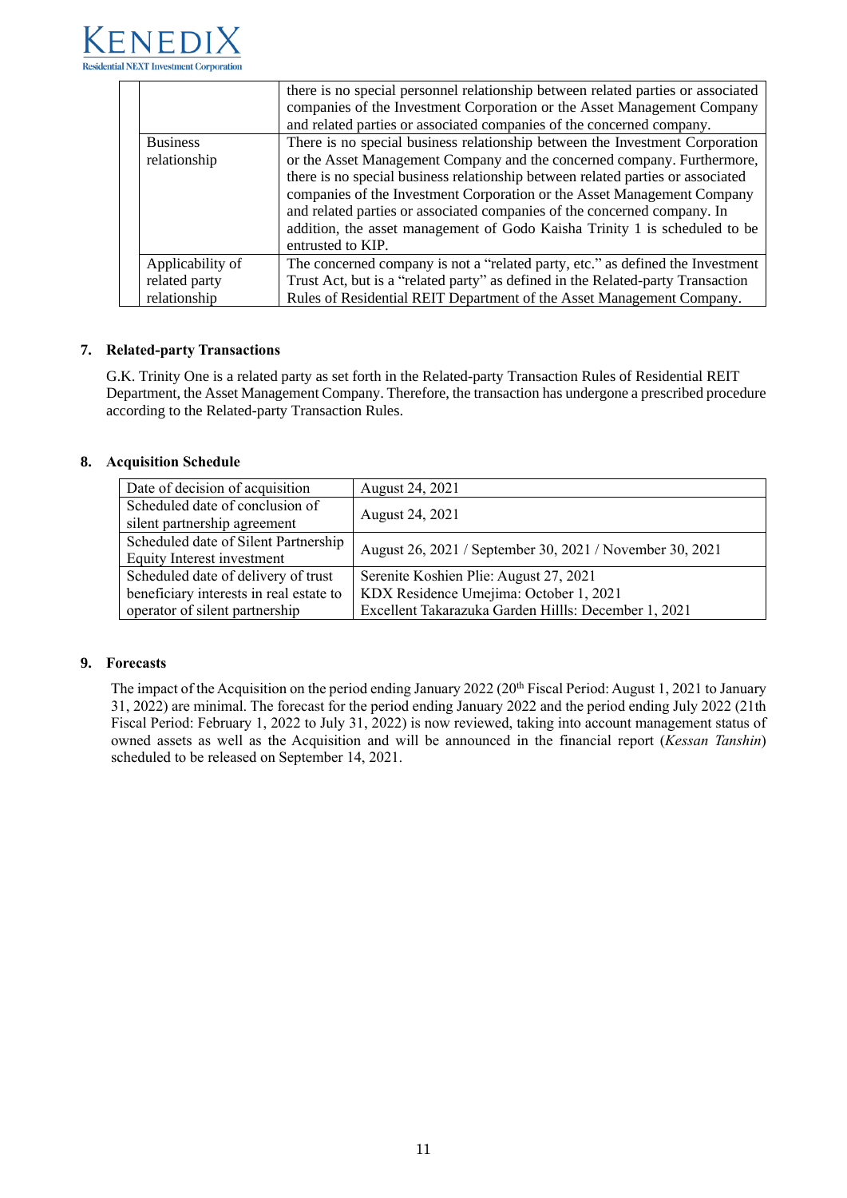| | | |
|---|---|---|
| | | there is no special personnel relationship between related parties or associated companies of the Investment Corporation or the Asset Management Company and related parties or associated companies of the concerned company. |
| | Business relationship | There is no special business relationship between the Investment Corporation or the Asset Management Company and the concerned company. Furthermore, there is no special business relationship between related parties or associated companies of the Investment Corporation or the Asset Management Company and related parties or associated companies of the concerned company. In addition, the asset management of Godo Kaisha Trinity 1 is scheduled to be entrusted to KIP. |
| | Applicability of related party relationship | The concerned company is not a "related party, etc." as defined the Investment Trust Act, but is a "related party" as defined in the Related-party Transaction Rules of Residential REIT Department of the Asset Management Company. |

## 7. Related-party Transactions

G.K. Trinity One is a related party as set forth in the Related-party Transaction Rules of Residential REIT Department, the Asset Management Company. Therefore, the transaction has undergone a prescribed procedure according to the Related-party Transaction Rules.

## 8. Acquisition Schedule

| | |
|---|---|
| Date of decision of acquisition | August 24, 2021 |
| Scheduled date of conclusion of silent partnership agreement | August 24, 2021 |
| Scheduled date of Silent Partnership Equity Interest investment | August 26, 2021 / September 30, 2021 / November 30, 2021 |
| Scheduled date of delivery of trust beneficiary interests in real estate to operator of silent partnership | Serenite Koshien Plie: August 27, 2021<br>KDX Residence Umejima: October 1, 2021<br>Excellent Takarazuka Garden Hillls: December 1, 2021 |

## 9. Forecasts

The impact of the Acquisition on the period ending January 2022 (20th Fiscal Period: August 1, 2021 to January 31, 2022) are minimal. The forecast for the period ending January 2022 and the period ending July 2022 (21th Fiscal Period: February 1, 2022 to July 31, 2022) is now reviewed, taking into account management status of owned assets as well as the Acquisition and will be announced in the financial report (*Kessan Tanshin*) scheduled to be released on September 14, 2021.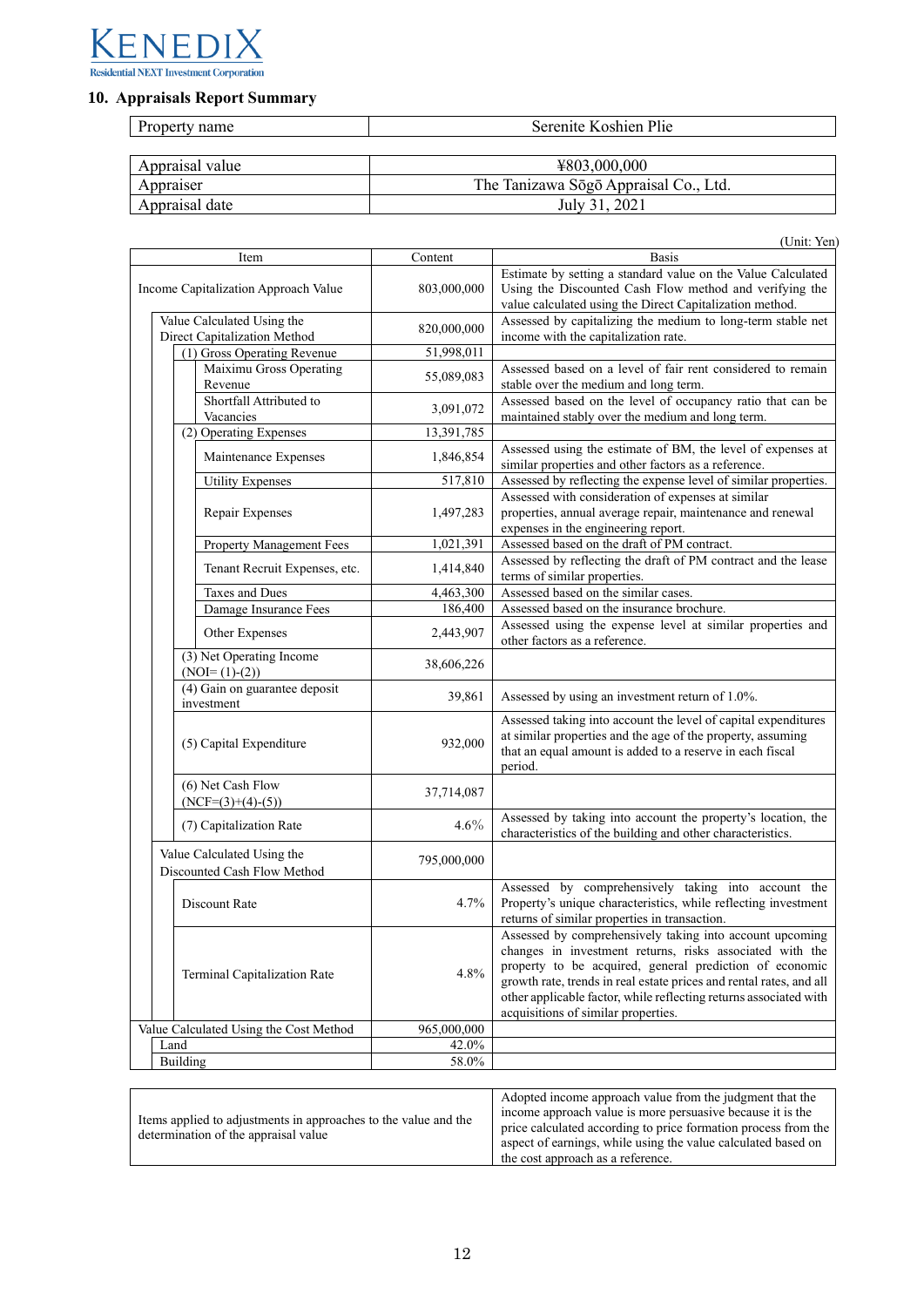## 10. Appraisals Report Summary

| Property name | Serenite Koshien Plie |
|---|---|

| Appraisal value | ¥803,000,000 |
|---|---|
| Appraiser | The Tanizawa Sōgō Appraisal Co., Ltd. |
| Appraisal date | July 31, 2021 |

(Unit: Yen)

| Item | Content | Basis |
|---|---|---|
| Income Capitalization Approach Value | 803,000,000 | Estimate by setting a standard value on the Value Calculated Using the Discounted Cash Flow method and verifying the value calculated using the Direct Capitalization method. |
| Value Calculated Using the Direct Capitalization Method | 820,000,000 | Assessed by capitalizing the medium to long-term stable net income with the capitalization rate. |
| (1) Gross Operating Revenue | 51,998,011 | |
| Maiximu Gross Operating Revenue | 55,089,083 | Assessed based on a level of fair rent considered to remain stable over the medium and long term. |
| Shortfall Attributed to Vacancies | 3,091,072 | Assessed based on the level of occupancy ratio that can be maintained stably over the medium and long term. |
| (2) Operating Expenses | 13,391,785 | |
| Maintenance Expenses | 1,846,854 | Assessed using the estimate of BM, the level of expenses at similar properties and other factors as a reference. |
| Utility Expenses | 517,810 | Assessed by reflecting the expense level of similar properties. |
| Repair Expenses | 1,497,283 | Assessed with consideration of expenses at similar properties, annual average repair, maintenance and renewal expenses in the engineering report. |
| Property Management Fees | 1,021,391 | Assessed based on the draft of PM contract. |
| Tenant Recruit Expenses, etc. | 1,414,840 | Assessed by reflecting the draft of PM contract and the lease terms of similar properties. |
| Taxes and Dues | 4,463,300 | Assessed based on the similar cases. |
| Damage Insurance Fees | 186,400 | Assessed based on the insurance brochure. |
| Other Expenses | 2,443,907 | Assessed using the expense level at similar properties and other factors as a reference. |
| (3) Net Operating Income (NOI= (1)-(2)) | 38,606,226 | |
| (4) Gain on guarantee deposit investment | 39,861 | Assessed by using an investment return of 1.0%. |
| (5) Capital Expenditure | 932,000 | Assessed taking into account the level of capital expenditures at similar properties and the age of the property, assuming that an equal amount is added to a reserve in each fiscal period. |
| (6) Net Cash Flow (NCF=(3)+(4)-(5)) | 37,714,087 | |
| (7) Capitalization Rate | 4.6% | Assessed by taking into account the property's location, the characteristics of the building and other characteristics. |
| Value Calculated Using the Discounted Cash Flow Method | 795,000,000 | |
| Discount Rate | 4.7% | Assessed by comprehensively taking into account the Property's unique characteristics, while reflecting investment returns of similar properties in transaction. |
| Terminal Capitalization Rate | 4.8% | Assessed by comprehensively taking into account upcoming changes in investment returns, risks associated with the property to be acquired, general prediction of economic growth rate, trends in real estate prices and rental rates, and all other applicable factor, while reflecting returns associated with acquisitions of similar properties. |
| Value Calculated Using the Cost Method | 965,000,000 | |
| Land | 42.0% | |
| Building | 58.0% | |

| Items applied to adjustments in approaches to the value and the determination of the appraisal value | Adopted income approach value from the judgment that the income approach value is more persuasive because it is the price calculated according to price formation process from the aspect of earnings, while using the value calculated based on the cost approach as a reference. |
|---|---|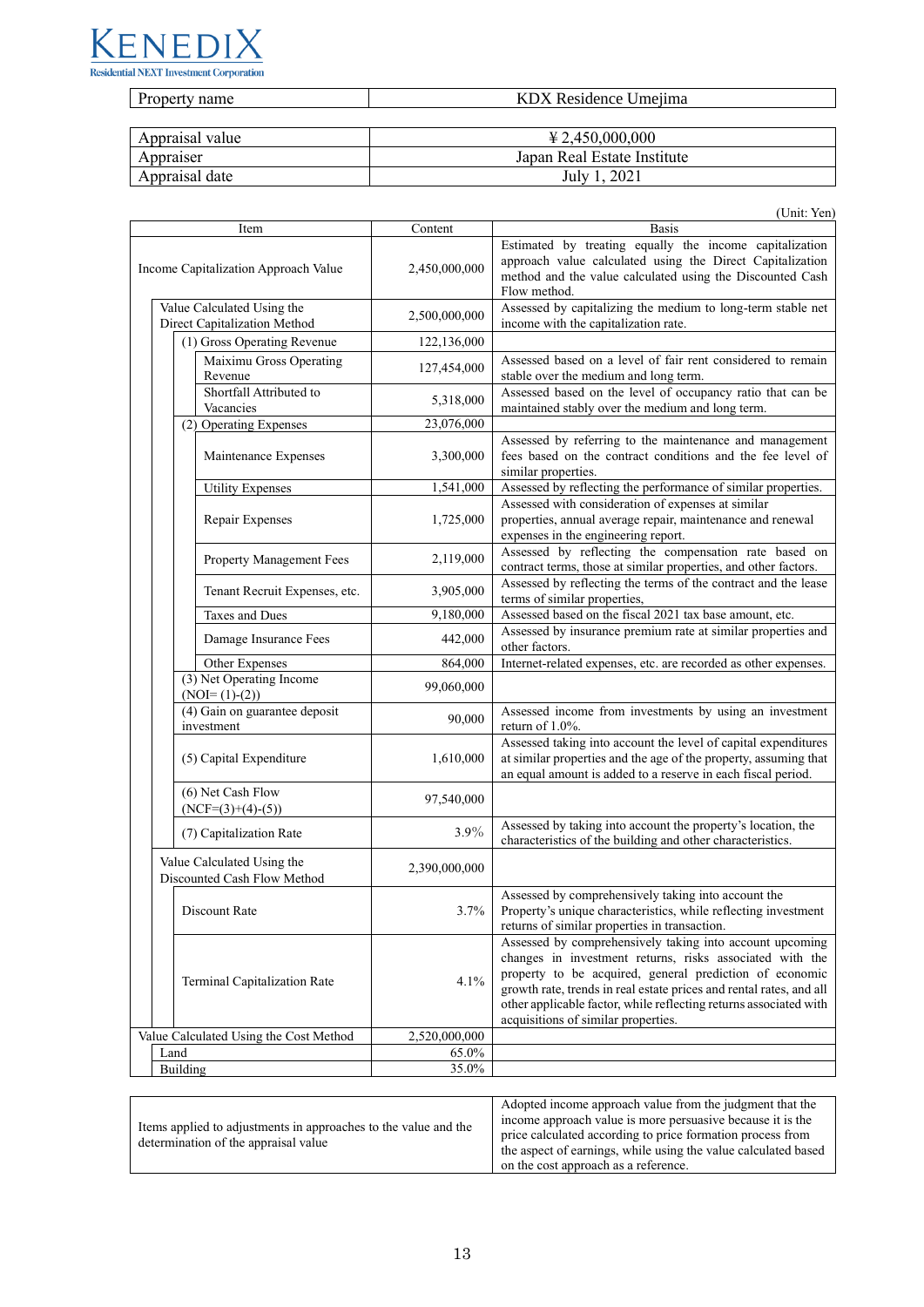| Property name | KDX Residence Umejima |
|---|---|

| Appraisal value | ¥ 2,450,000,000 |
|---|---|
| Appraiser | Japan Real Estate Institute |
| Appraisal date | July 1, 2021 |

(Unit: Yen)

| Item | Content | Basis |
|---|---|---|
| Income Capitalization Approach Value | 2,450,000,000 | Estimated by treating equally the income capitalization approach value calculated using the Direct Capitalization method and the value calculated using the Discounted Cash Flow method. |
| Value Calculated Using the Direct Capitalization Method | 2,500,000,000 | Assessed by capitalizing the medium to long-term stable net income with the capitalization rate. |
| (1) Gross Operating Revenue | 122,136,000 | |
| Maiximu Gross Operating Revenue | 127,454,000 | Assessed based on a level of fair rent considered to remain stable over the medium and long term. |
| Shortfall Attributed to Vacancies | 5,318,000 | Assessed based on the level of occupancy ratio that can be maintained stably over the medium and long term. |
| (2) Operating Expenses | 23,076,000 | |
| Maintenance Expenses | 3,300,000 | Assessed by referring to the maintenance and management fees based on the contract conditions and the fee level of similar properties. |
| Utility Expenses | 1,541,000 | Assessed by reflecting the performance of similar properties. |
| Repair Expenses | 1,725,000 | Assessed with consideration of expenses at similar properties, annual average repair, maintenance and renewal expenses in the engineering report. |
| Property Management Fees | 2,119,000 | Assessed by reflecting the compensation rate based on contract terms, those at similar properties, and other factors. |
| Tenant Recruit Expenses, etc. | 3,905,000 | Assessed by reflecting the terms of the contract and the lease terms of similar properties, |
| Taxes and Dues | 9,180,000 | Assessed based on the fiscal 2021 tax base amount, etc. |
| Damage Insurance Fees | 442,000 | Assessed by insurance premium rate at similar properties and other factors. |
| Other Expenses | 864,000 | Internet-related expenses, etc. are recorded as other expenses. |
| (3) Net Operating Income (NOI= (1)-(2)) | 99,060,000 | |
| (4) Gain on guarantee deposit investment | 90,000 | Assessed income from investments by using an investment return of 1.0%. |
| (5) Capital Expenditure | 1,610,000 | Assessed taking into account the level of capital expenditures at similar properties and the age of the property, assuming that an equal amount is added to a reserve in each fiscal period. |
| (6) Net Cash Flow (NCF=(3)+(4)-(5)) | 97,540,000 | |
| (7) Capitalization Rate | 3.9% | Assessed by taking into account the property's location, the characteristics of the building and other characteristics. |
| Value Calculated Using the Discounted Cash Flow Method | 2,390,000,000 | |
| Discount Rate | 3.7% | Assessed by comprehensively taking into account the Property's unique characteristics, while reflecting investment returns of similar properties in transaction. |
| Terminal Capitalization Rate | 4.1% | Assessed by comprehensively taking into account upcoming changes in investment returns, risks associated with the property to be acquired, general prediction of economic growth rate, trends in real estate prices and rental rates, and all other applicable factor, while reflecting returns associated with acquisitions of similar properties. |
| Value Calculated Using the Cost Method | 2,520,000,000 | |
| Land | 65.0% | |
| Building | 35.0% | |

| Items applied to adjustments in approaches to the value and the determination of the appraisal value | Adopted income approach value from the judgment that the income approach value is more persuasive because it is the price calculated according to price formation process from the aspect of earnings, while using the value calculated based on the cost approach as a reference. |
|---|---|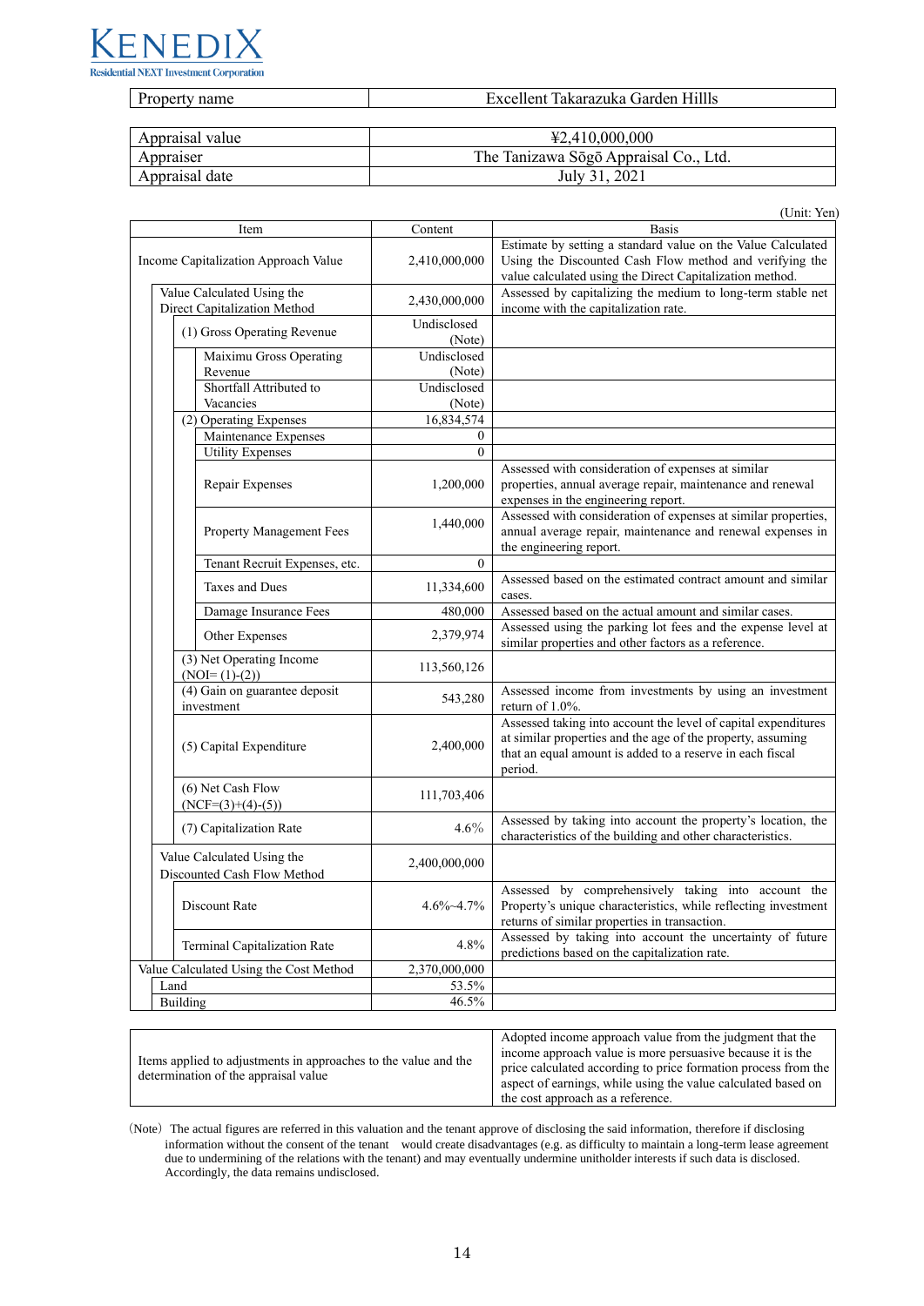| Property name | Excellent Takarazuka Garden Hills |
|---|---|

| Appraisal value | ¥2,410,000,000 |
|---|---|
| Appraiser | The Tanizawa Sōgō Appraisal Co., Ltd. |
| Appraisal date | July 31, 2021 |

(Unit: Yen)

| Item | Content | Basis |
|---|---|---|
| Income Capitalization Approach Value | 2,410,000,000 | Estimate by setting a standard value on the Value Calculated Using the Discounted Cash Flow method and verifying the value calculated using the Direct Capitalization method. |
| Value Calculated Using the Direct Capitalization Method | 2,430,000,000 | Assessed by capitalizing the medium to long-term stable net income with the capitalization rate. |
| (1) Gross Operating Revenue | Undisclosed (Note) | |
| Maiximu Gross Operating Revenue | Undisclosed (Note) | |
| Shortfall Attributed to Vacancies | Undisclosed (Note) | |
| (2) Operating Expenses | 16,834,574 | |
| Maintenance Expenses | 0 | |
| Utility Expenses | 0 | |
| Repair Expenses | 1,200,000 | Assessed with consideration of expenses at similar properties, annual average repair, maintenance and renewal expenses in the engineering report. |
| Property Management Fees | 1,440,000 | Assessed with consideration of expenses at similar properties, annual average repair, maintenance and renewal expenses in the engineering report. |
| Tenant Recruit Expenses, etc. | 0 | |
| Taxes and Dues | 11,334,600 | Assessed based on the estimated contract amount and similar cases. |
| Damage Insurance Fees | 480,000 | Assessed based on the actual amount and similar cases. |
| Other Expenses | 2,379,974 | Assessed using the parking lot fees and the expense level at similar properties and other factors as a reference. |
| (3) Net Operating Income (NOI= (1)-(2)) | 113,560,126 | |
| (4) Gain on guarantee deposit investment | 543,280 | Assessed income from investments by using an investment return of 1.0%. |
| (5) Capital Expenditure | 2,400,000 | Assessed taking into account the level of capital expenditures at similar properties and the age of the property, assuming that an equal amount is added to a reserve in each fiscal period. |
| (6) Net Cash Flow (NCF=(3)+(4)-(5)) | 111,703,406 | |
| (7) Capitalization Rate | 4.6% | Assessed by taking into account the property's location, the characteristics of the building and other characteristics. |
| Value Calculated Using the Discounted Cash Flow Method | 2,400,000,000 | |
| Discount Rate | 4.6%-4.7% | Assessed by comprehensively taking into account the Property's unique characteristics, while reflecting investment returns of similar properties in transaction. |
| Terminal Capitalization Rate | 4.8% | Assessed by taking into account the uncertainty of future predictions based on the capitalization rate. |
| Value Calculated Using the Cost Method | 2,370,000,000 | |
| Land | 53.5% | |
| Building | 46.5% | |

| Items applied to adjustments in approaches to the value and the determination of the appraisal value | Adopted income approach value from the judgment that the income approach value is more persuasive because it is the price calculated according to price formation process from the aspect of earnings, while using the value calculated based on the cost approach as a reference. |
|---|---|

(Note) The actual figures are referred in this valuation and the tenant approve of disclosing the said information, therefore if disclosing information without the consent of the tenant would create disadvantages (e.g. as difficulty to maintain a long-term lease agreement due to undermining of the relations with the tenant) and may eventually undermine unitholder interests if such data is disclosed. Accordingly, the data remains undisclosed.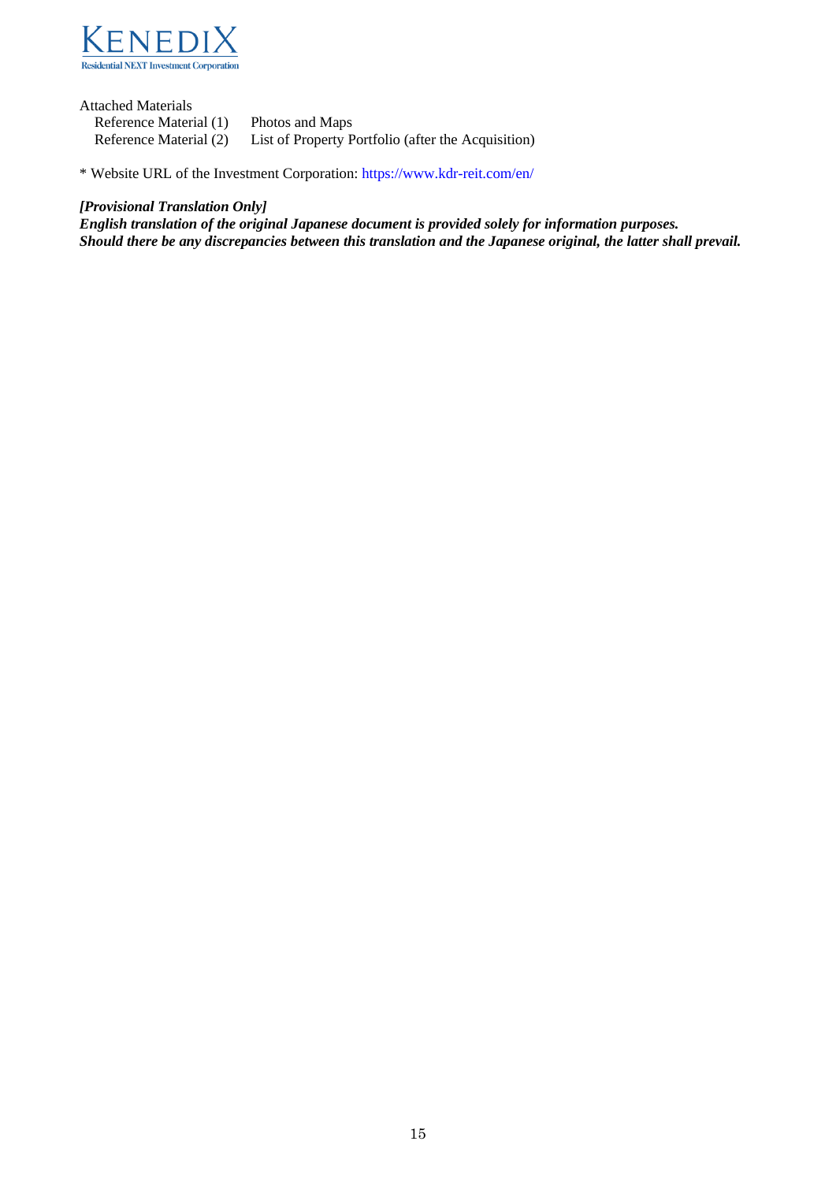Attached Materials

| | |
|---|---|
| Reference Material (1) | Photos and Maps |
| Reference Material (2) | List of Property Portfolio (after the Acquisition) |

* Website URL of the Investment Corporation: https://www.kdr-reit.com/en/

***[Provisional Translation Only]***
***English translation of the original Japanese document is provided solely for information purposes.***
***Should there be any discrepancies between this translation and the Japanese original, the latter shall prevail.***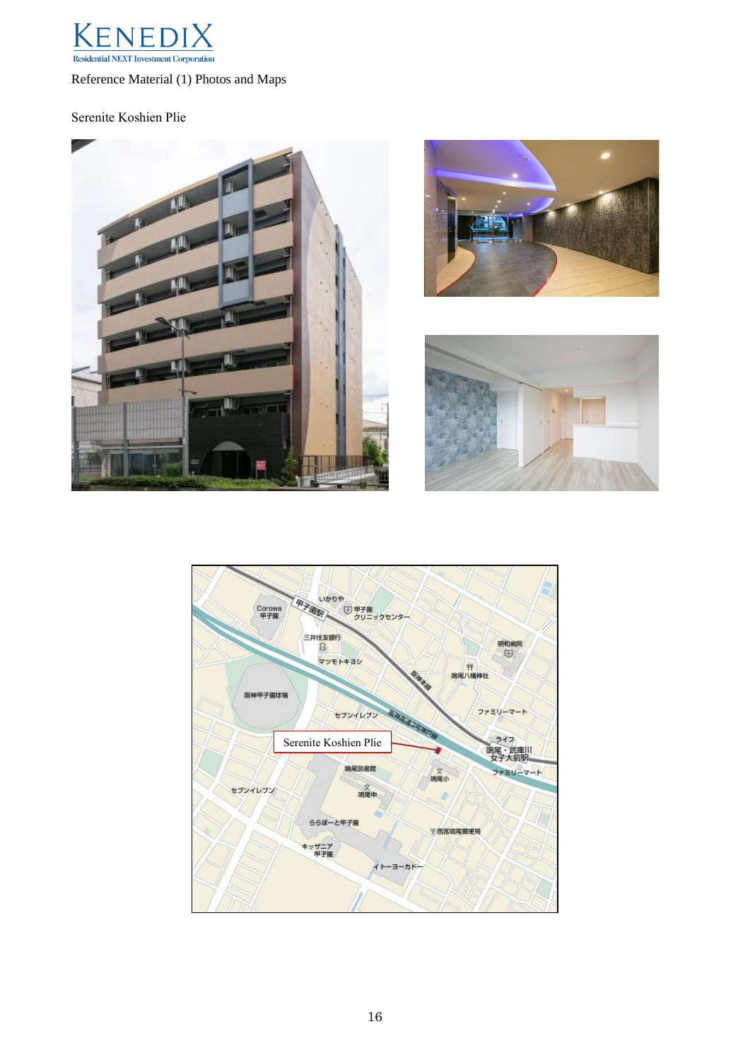Reference Material (1) Photos and Maps

Serenite Koshien Plie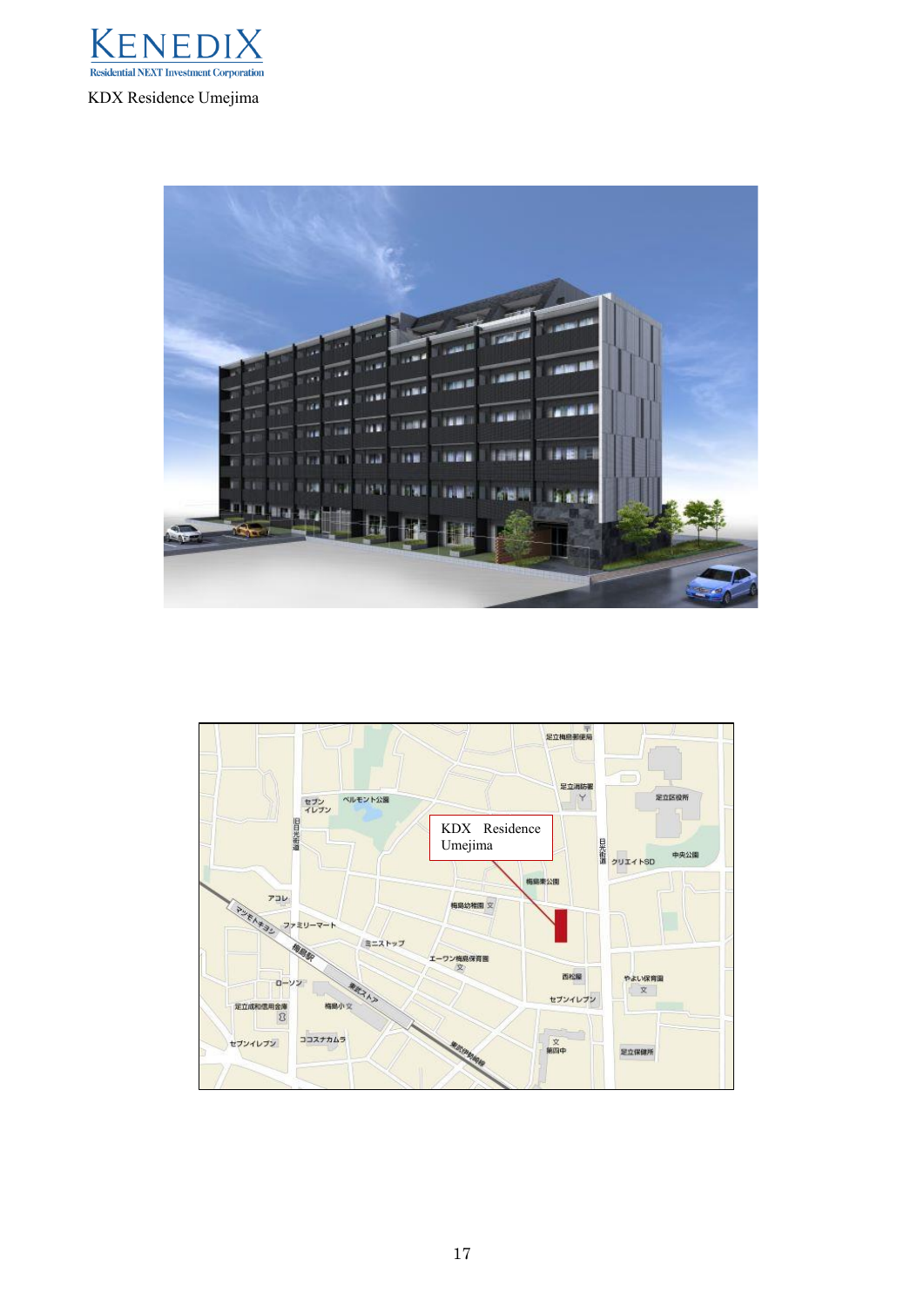KDX Residence Umejima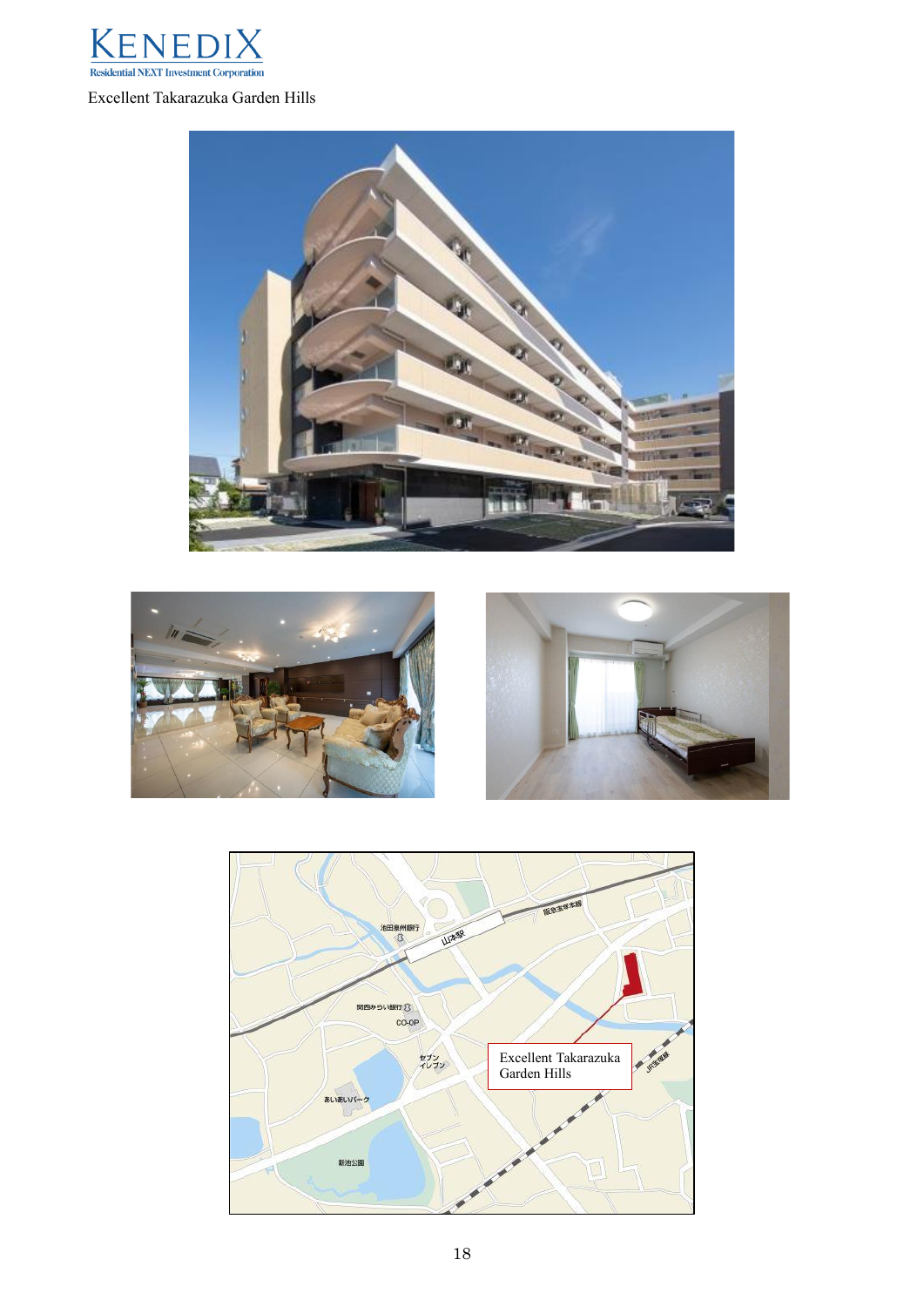Excellent Takarazuka Garden Hills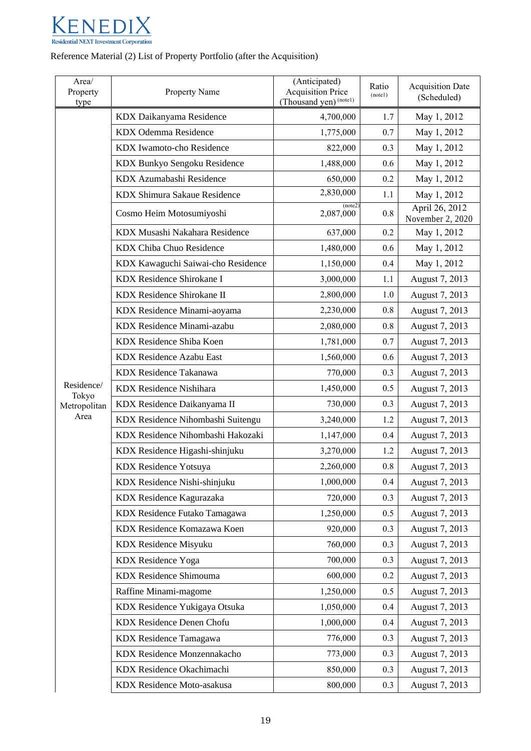KENEDIX
Residential NEXT Investment Corporation

Reference Material (2) List of Property Portfolio (after the Acquisition)

| Area/ Property type | Property Name | (Anticipated) Acquisition Price (Thousand yen) (note1) | Ratio (note1) | Acquisition Date (Scheduled) |
|---|---|---|---|---|
| Residence/ Tokyo Metropolitan Area | KDX Daikanyama Residence | 4,700,000 | 1.7 | May 1, 2012 |
| | KDX Odemma Residence | 1,775,000 | 0.7 | May 1, 2012 |
| | KDX Iwamoto-cho Residence | 822,000 | 0.3 | May 1, 2012 |
| | KDX Bunkyo Sengoku Residence | 1,488,000 | 0.6 | May 1, 2012 |
| | KDX Azumabashi Residence | 650,000 | 0.2 | May 1, 2012 |
| | KDX Shimura Sakaue Residence | 2,830,000 | 1.1 | May 1, 2012 |
| | Cosmo Heim Motosumiyoshi | (note2) 2,087,000 | 0.8 | April 26, 2012 November 2, 2020 |
| | KDX Musashi Nakahara Residence | 637,000 | 0.2 | May 1, 2012 |
| | KDX Chiba Chuo Residence | 1,480,000 | 0.6 | May 1, 2012 |
| | KDX Kawaguchi Saiwai-cho Residence | 1,150,000 | 0.4 | May 1, 2012 |
| | KDX Residence Shirokane I | 3,000,000 | 1.1 | August 7, 2013 |
| | KDX Residence Shirokane II | 2,800,000 | 1.0 | August 7, 2013 |
| | KDX Residence Minami-aoyama | 2,230,000 | 0.8 | August 7, 2013 |
| | KDX Residence Minami-azabu | 2,080,000 | 0.8 | August 7, 2013 |
| | KDX Residence Shiba Koen | 1,781,000 | 0.7 | August 7, 2013 |
| | KDX Residence Azabu East | 1,560,000 | 0.6 | August 7, 2013 |
| | KDX Residence Takanawa | 770,000 | 0.3 | August 7, 2013 |
| | KDX Residence Nishihara | 1,450,000 | 0.5 | August 7, 2013 |
| | KDX Residence Daikanyama II | 730,000 | 0.3 | August 7, 2013 |
| | KDX Residence Nihombashi Suitengu | 3,240,000 | 1.2 | August 7, 2013 |
| | KDX Residence Nihombashi Hakozaki | 1,147,000 | 0.4 | August 7, 2013 |
| | KDX Residence Higashi-shinjuku | 3,270,000 | 1.2 | August 7, 2013 |
| | KDX Residence Yotsuya | 2,260,000 | 0.8 | August 7, 2013 |
| | KDX Residence Nishi-shinjuku | 1,000,000 | 0.4 | August 7, 2013 |
| | KDX Residence Kagurazaka | 720,000 | 0.3 | August 7, 2013 |
| | KDX Residence Futako Tamagawa | 1,250,000 | 0.5 | August 7, 2013 |
| | KDX Residence Komazawa Koen | 920,000 | 0.3 | August 7, 2013 |
| | KDX Residence Misyuku | 760,000 | 0.3 | August 7, 2013 |
| | KDX Residence Yoga | 700,000 | 0.3 | August 7, 2013 |
| | KDX Residence Shimouma | 600,000 | 0.2 | August 7, 2013 |
| | Raffine Minami-magome | 1,250,000 | 0.5 | August 7, 2013 |
| | KDX Residence Yukigaya Otsuka | 1,050,000 | 0.4 | August 7, 2013 |
| | KDX Residence Denen Chofu | 1,000,000 | 0.4 | August 7, 2013 |
| | KDX Residence Tamagawa | 776,000 | 0.3 | August 7, 2013 |
| | KDX Residence Monzennakacho | 773,000 | 0.3 | August 7, 2013 |
| | KDX Residence Okachimachi | 850,000 | 0.3 | August 7, 2013 |
| | KDX Residence Moto-asakusa | 800,000 | 0.3 | August 7, 2013 |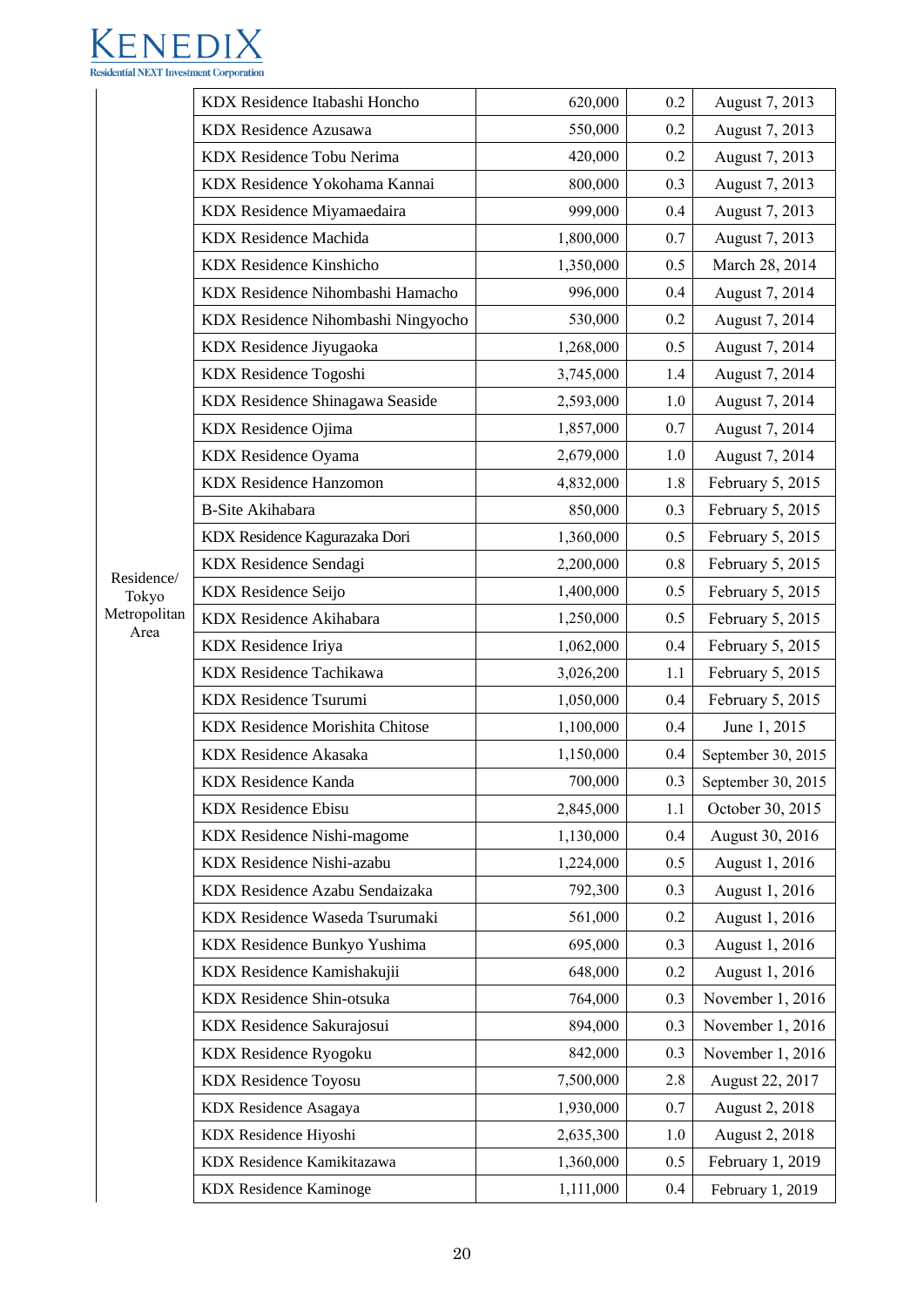| | | | | |
|---|---|---|---|---|
| Residence/ Tokyo Metropolitan Area | KDX Residence Itabashi Honcho | 620,000 | 0.2 | August 7, 2013 |
| | KDX Residence Azusawa | 550,000 | 0.2 | August 7, 2013 |
| | KDX Residence Tobu Nerima | 420,000 | 0.2 | August 7, 2013 |
| | KDX Residence Yokohama Kannai | 800,000 | 0.3 | August 7, 2013 |
| | KDX Residence Miyamaedaira | 999,000 | 0.4 | August 7, 2013 |
| | KDX Residence Machida | 1,800,000 | 0.7 | August 7, 2013 |
| | KDX Residence Kinshicho | 1,350,000 | 0.5 | March 28, 2014 |
| | KDX Residence Nihombashi Hamacho | 996,000 | 0.4 | August 7, 2014 |
| | KDX Residence Nihombashi Ningyocho | 530,000 | 0.2 | August 7, 2014 |
| | KDX Residence Jiyugaoka | 1,268,000 | 0.5 | August 7, 2014 |
| | KDX Residence Togoshi | 3,745,000 | 1.4 | August 7, 2014 |
| | KDX Residence Shinagawa Seaside | 2,593,000 | 1.0 | August 7, 2014 |
| | KDX Residence Ojima | 1,857,000 | 0.7 | August 7, 2014 |
| | KDX Residence Oyama | 2,679,000 | 1.0 | August 7, 2014 |
| | KDX Residence Hanzomon | 4,832,000 | 1.8 | February 5, 2015 |
| | B-Site Akihabara | 850,000 | 0.3 | February 5, 2015 |
| | KDX Residence Kagurazaka Dori | 1,360,000 | 0.5 | February 5, 2015 |
| | KDX Residence Sendagi | 2,200,000 | 0.8 | February 5, 2015 |
| | KDX Residence Seijo | 1,400,000 | 0.5 | February 5, 2015 |
| | KDX Residence Akihabara | 1,250,000 | 0.5 | February 5, 2015 |
| | KDX Residence Iriya | 1,062,000 | 0.4 | February 5, 2015 |
| | KDX Residence Tachikawa | 3,026,200 | 1.1 | February 5, 2015 |
| | KDX Residence Tsurumi | 1,050,000 | 0.4 | February 5, 2015 |
| | KDX Residence Morishita Chitose | 1,100,000 | 0.4 | June 1, 2015 |
| | KDX Residence Akasaka | 1,150,000 | 0.4 | September 30, 2015 |
| | KDX Residence Kanda | 700,000 | 0.3 | September 30, 2015 |
| | KDX Residence Ebisu | 2,845,000 | 1.1 | October 30, 2015 |
| | KDX Residence Nishi-magome | 1,130,000 | 0.4 | August 30, 2016 |
| | KDX Residence Nishi-azabu | 1,224,000 | 0.5 | August 1, 2016 |
| | KDX Residence Azabu Sendaizaka | 792,300 | 0.3 | August 1, 2016 |
| | KDX Residence Waseda Tsurumaki | 561,000 | 0.2 | August 1, 2016 |
| | KDX Residence Bunkyo Yushima | 695,000 | 0.3 | August 1, 2016 |
| | KDX Residence Kamishakujii | 648,000 | 0.2 | August 1, 2016 |
| | KDX Residence Shin-otsuka | 764,000 | 0.3 | November 1, 2016 |
| | KDX Residence Sakurajosui | 894,000 | 0.3 | November 1, 2016 |
| | KDX Residence Ryogoku | 842,000 | 0.3 | November 1, 2016 |
| | KDX Residence Toyosu | 7,500,000 | 2.8 | August 22, 2017 |
| | KDX Residence Asagaya | 1,930,000 | 0.7 | August 2, 2018 |
| | KDX Residence Hiyoshi | 2,635,300 | 1.0 | August 2, 2018 |
| | KDX Residence Kamikitazawa | 1,360,000 | 0.5 | February 1, 2019 |
| | KDX Residence Kaminoge | 1,111,000 | 0.4 | February 1, 2019 |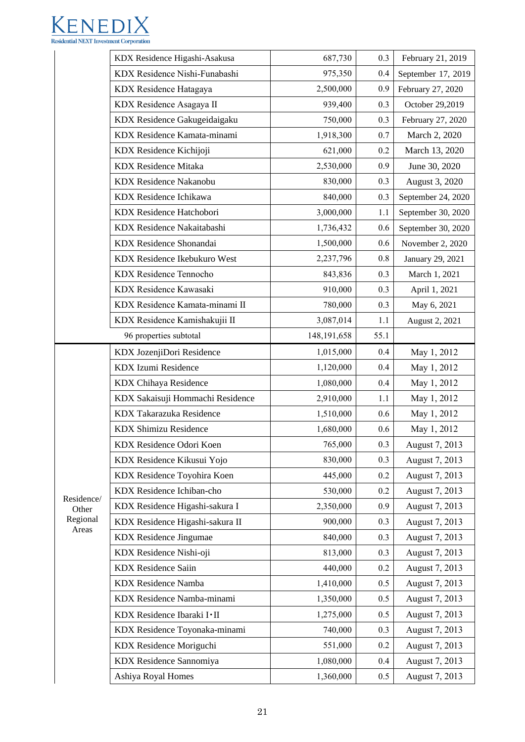| | | | | |
|---|---|---|---|---|
| | KDX Residence Higashi-Asakusa | 687,730 | 0.3 | February 21, 2019 |
| | KDX Residence Nishi-Funabashi | 975,350 | 0.4 | September 17, 2019 |
| | KDX Residence Hatagaya | 2,500,000 | 0.9 | February 27, 2020 |
| | KDX Residence Asagaya II | 939,400 | 0.3 | October 29,2019 |
| | KDX Residence Gakugeidaigaku | 750,000 | 0.3 | February 27, 2020 |
| | KDX Residence Kamata-minami | 1,918,300 | 0.7 | March 2, 2020 |
| | KDX Residence Kichijoji | 621,000 | 0.2 | March 13, 2020 |
| | KDX Residence Mitaka | 2,530,000 | 0.9 | June 30, 2020 |
| | KDX Residence Nakanobu | 830,000 | 0.3 | August 3, 2020 |
| | KDX Residence Ichikawa | 840,000 | 0.3 | September 24, 2020 |
| | KDX Residence Hatchobori | 3,000,000 | 1.1 | September 30, 2020 |
| | KDX Residence Nakaitabashi | 1,736,432 | 0.6 | September 30, 2020 |
| | KDX Residence Shonandai | 1,500,000 | 0.6 | November 2, 2020 |
| | KDX Residence Ikebukuro West | 2,237,796 | 0.8 | January 29, 2021 |
| | KDX Residence Tennocho | 843,836 | 0.3 | March 1, 2021 |
| | KDX Residence Kawasaki | 910,000 | 0.3 | April 1, 2021 |
| | KDX Residence Kamata-minami II | 780,000 | 0.3 | May 6, 2021 |
| | KDX Residence Kamishakujii II | 3,087,014 | 1.1 | August 2, 2021 |
| | 96 properties subtotal | 148,191,658 | 55.1 | |
| Residence/ Other Regional Areas | KDX JozenjiDori Residence | 1,015,000 | 0.4 | May 1, 2012 |
| | KDX Izumi Residence | 1,120,000 | 0.4 | May 1, 2012 |
| | KDX Chihaya Residence | 1,080,000 | 0.4 | May 1, 2012 |
| | KDX Sakaisuji Hommachi Residence | 2,910,000 | 1.1 | May 1, 2012 |
| | KDX Takarazuka Residence | 1,510,000 | 0.6 | May 1, 2012 |
| | KDX Shimizu Residence | 1,680,000 | 0.6 | May 1, 2012 |
| | KDX Residence Odori Koen | 765,000 | 0.3 | August 7, 2013 |
| | KDX Residence Kikusui Yojo | 830,000 | 0.3 | August 7, 2013 |
| | KDX Residence Toyohira Koen | 445,000 | 0.2 | August 7, 2013 |
| | KDX Residence Ichiban-cho | 530,000 | 0.2 | August 7, 2013 |
| | KDX Residence Higashi-sakura I | 2,350,000 | 0.9 | August 7, 2013 |
| | KDX Residence Higashi-sakura II | 900,000 | 0.3 | August 7, 2013 |
| | KDX Residence Jingumae | 840,000 | 0.3 | August 7, 2013 |
| | KDX Residence Nishi-oji | 813,000 | 0.3 | August 7, 2013 |
| | KDX Residence Saiin | 440,000 | 0.2 | August 7, 2013 |
| | KDX Residence Namba | 1,410,000 | 0.5 | August 7, 2013 |
| | KDX Residence Namba-minami | 1,350,000 | 0.5 | August 7, 2013 |
| | KDX Residence Ibaraki I･II | 1,275,000 | 0.5 | August 7, 2013 |
| | KDX Residence Toyonaka-minami | 740,000 | 0.3 | August 7, 2013 |
| | KDX Residence Moriguchi | 551,000 | 0.2 | August 7, 2013 |
| | KDX Residence Sannomiya | 1,080,000 | 0.4 | August 7, 2013 |
| | Ashiya Royal Homes | 1,360,000 | 0.5 | August 7, 2013 |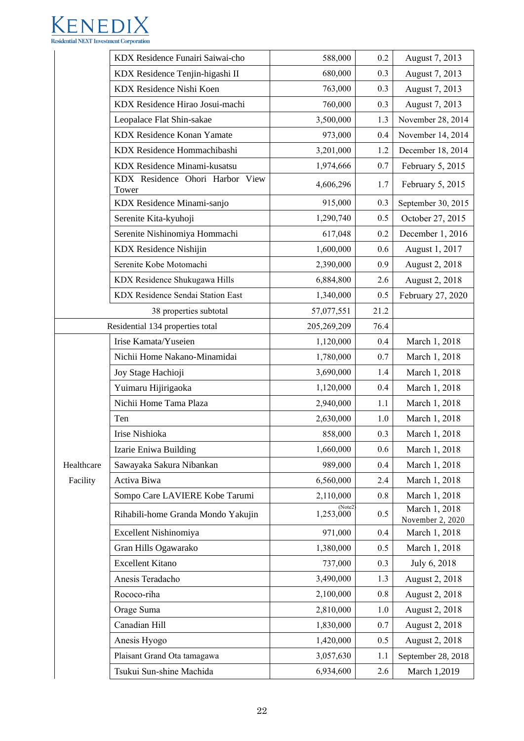| | | | | |
|---|---|---|---|---|
| | KDX Residence Funairi Saiwai-cho | 588,000 | 0.2 | August 7, 2013 |
| | KDX Residence Tenjin-higashi II | 680,000 | 0.3 | August 7, 2013 |
| | KDX Residence Nishi Koen | 763,000 | 0.3 | August 7, 2013 |
| | KDX Residence Hirao Josui-machi | 760,000 | 0.3 | August 7, 2013 |
| | Leopalace Flat Shin-sakae | 3,500,000 | 1.3 | November 28, 2014 |
| | KDX Residence Konan Yamate | 973,000 | 0.4 | November 14, 2014 |
| | KDX Residence Hommachibashi | 3,201,000 | 1.2 | December 18, 2014 |
| | KDX Residence Minami-kusatsu | 1,974,666 | 0.7 | February 5, 2015 |
| | KDX Residence Ohori Harbor View Tower | 4,606,296 | 1.7 | February 5, 2015 |
| | KDX Residence Minami-sanjo | 915,000 | 0.3 | September 30, 2015 |
| | Serenite Kita-kyuhoji | 1,290,740 | 0.5 | October 27, 2015 |
| | Serenite Nishinomiya Hommachi | 617,048 | 0.2 | December 1, 2016 |
| | KDX Residence Nishijin | 1,600,000 | 0.6 | August 1, 2017 |
| | Serenite Kobe Motomachi | 2,390,000 | 0.9 | August 2, 2018 |
| | KDX Residence Shukugawa Hills | 6,884,800 | 2.6 | August 2, 2018 |
| | KDX Residence Sendai Station East | 1,340,000 | 0.5 | February 27, 2020 |
| | 38 properties subtotal | 57,077,551 | 21.2 | |
| Residential 134 properties total | | 205,269,209 | 76.4 | |
| Healthcare Facility | Irise Kamata/Yuseien | 1,120,000 | 0.4 | March 1, 2018 |
| | Nichii Home Nakano-Minamidai | 1,780,000 | 0.7 | March 1, 2018 |
| | Joy Stage Hachioji | 3,690,000 | 1.4 | March 1, 2018 |
| | Yuimaru Hijirigaoka | 1,120,000 | 0.4 | March 1, 2018 |
| | Nichii Home Tama Plaza | 2,940,000 | 1.1 | March 1, 2018 |
| | Ten | 2,630,000 | 1.0 | March 1, 2018 |
| | Irise Nishioka | 858,000 | 0.3 | March 1, 2018 |
| | Izarie Eniwa Building | 1,660,000 | 0.6 | March 1, 2018 |
| | Sawayaka Sakura Nibankan | 989,000 | 0.4 | March 1, 2018 |
| | Activa Biwa | 6,560,000 | 2.4 | March 1, 2018 |
| | Sompo Care LAVIERE Kobe Tarumi | 2,110,000 | 0.8 | March 1, 2018 |
| | Rihabili-home Granda Mondo Yakujin | 1,253,000 (Note2) | 0.5 | March 1, 2018 November 2, 2020 |
| | Excellent Nishinomiya | 971,000 | 0.4 | March 1, 2018 |
| | Gran Hills Ogawarako | 1,380,000 | 0.5 | March 1, 2018 |
| | Excellent Kitano | 737,000 | 0.3 | July 6, 2018 |
| | Anesis Teradacho | 3,490,000 | 1.3 | August 2, 2018 |
| | Rococo-riha | 2,100,000 | 0.8 | August 2, 2018 |
| | Orage Suma | 2,810,000 | 1.0 | August 2, 2018 |
| | Canadian Hill | 1,830,000 | 0.7 | August 2, 2018 |
| | Anesis Hyogo | 1,420,000 | 0.5 | August 2, 2018 |
| | Plaisant Grand Ota tamagawa | 3,057,630 | 1.1 | September 28, 2018 |
| | Tsukui Sun-shine Machida | 6,934,600 | 2.6 | March 1,2019 |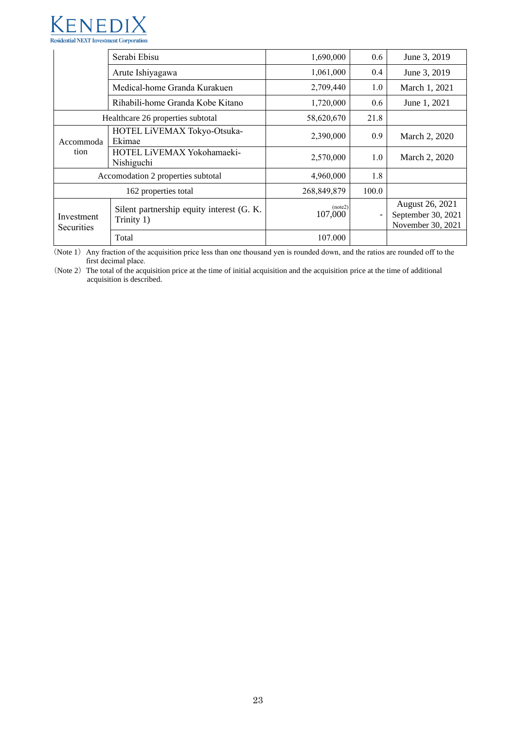| | | | | |
|---|---|---|---|---|
| | Serabi Ebisu | 1,690,000 | 0.6 | June 3, 2019 |
| | Arute Ishiyagawa | 1,061,000 | 0.4 | June 3, 2019 |
| | Medical-home Granda Kurakuen | 2,709,440 | 1.0 | March 1, 2021 |
| | Rihabili-home Granda Kobe Kitano | 1,720,000 | 0.6 | June 1, 2021 |
| Healthcare 26 properties subtotal | | 58,620,670 | 21.8 | |
| Accommodation | HOTEL LiVEMAX Tokyo-Otsuka-Ekimae | 2,390,000 | 0.9 | March 2, 2020 |
| | HOTEL LiVEMAX Yokohamaeki-Nishiguchi | 2,570,000 | 1.0 | March 2, 2020 |
| Accomodation 2 properties subtotal | | 4,960,000 | 1.8 | |
| 162 properties total | | 268,849,879 | 100.0 | |
| Investment Securities | Silent partnership equity interest (G. K. Trinity 1) | (note2) 107,000 | - | August 26, 2021<br>September 30, 2021<br>November 30, 2021 |
| | Total | 107.000 | | |

(Note 1) Any fraction of the acquisition price less than one thousand yen is rounded down, and the ratios are rounded off to the first decimal place.

(Note 2) The total of the acquisition price at the time of initial acquisition and the acquisition price at the time of additional acquisition is described.